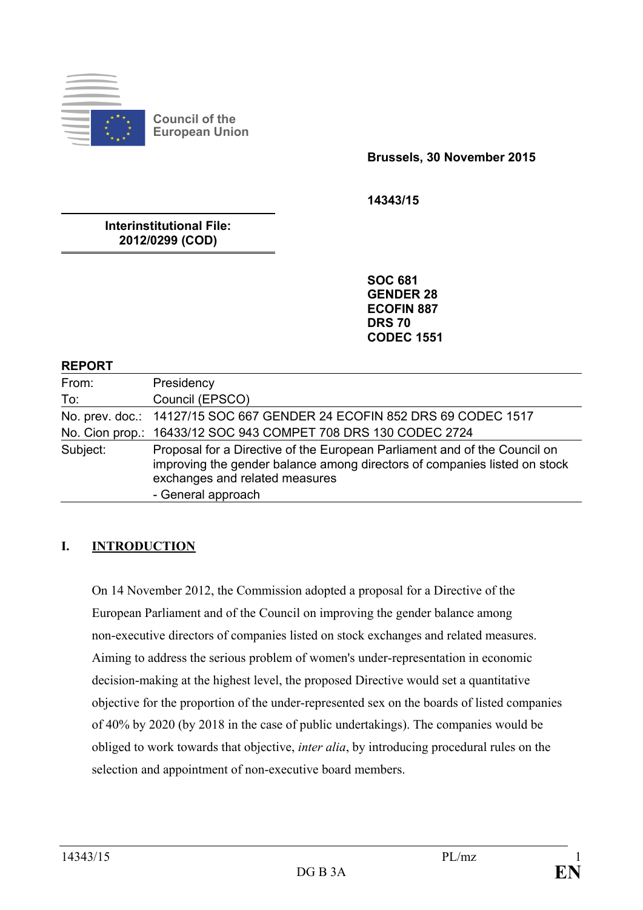Council of the European Union

**Brussels, 30 November 2015**

**14343/15**

**Interinstitutional File: 2012/0299 (COD)**

**SOC 681**
**GENDER 28**
**ECOFIN 887**
**DRS 70**
**CODEC 1551**

**REPORT**

| | |
|---|---|
| From: | Presidency |
| To: | Council (EPSCO) |
| No. prev. doc.: | 14127/15 SOC 667 GENDER 24 ECOFIN 852 DRS 69 CODEC 1517 |
| No. Cion prop.: | 16433/12 SOC 943 COMPET 708 DRS 130 CODEC 2724 |
| Subject: | Proposal for a Directive of the European Parliament and of the Council on improving the gender balance among directors of companies listed on stock exchanges and related measures<br>- General approach |

## I. INTRODUCTION

On 14 November 2012, the Commission adopted a proposal for a Directive of the European Parliament and of the Council on improving the gender balance among non-executive directors of companies listed on stock exchanges and related measures. Aiming to address the serious problem of women's under-representation in economic decision-making at the highest level, the proposed Directive would set a quantitative objective for the proportion of the under-represented sex on the boards of listed companies of 40% by 2020 (by 2018 in the case of public undertakings). The companies would be obliged to work towards that objective, *inter alia*, by introducing procedural rules on the selection and appointment of non-executive board members.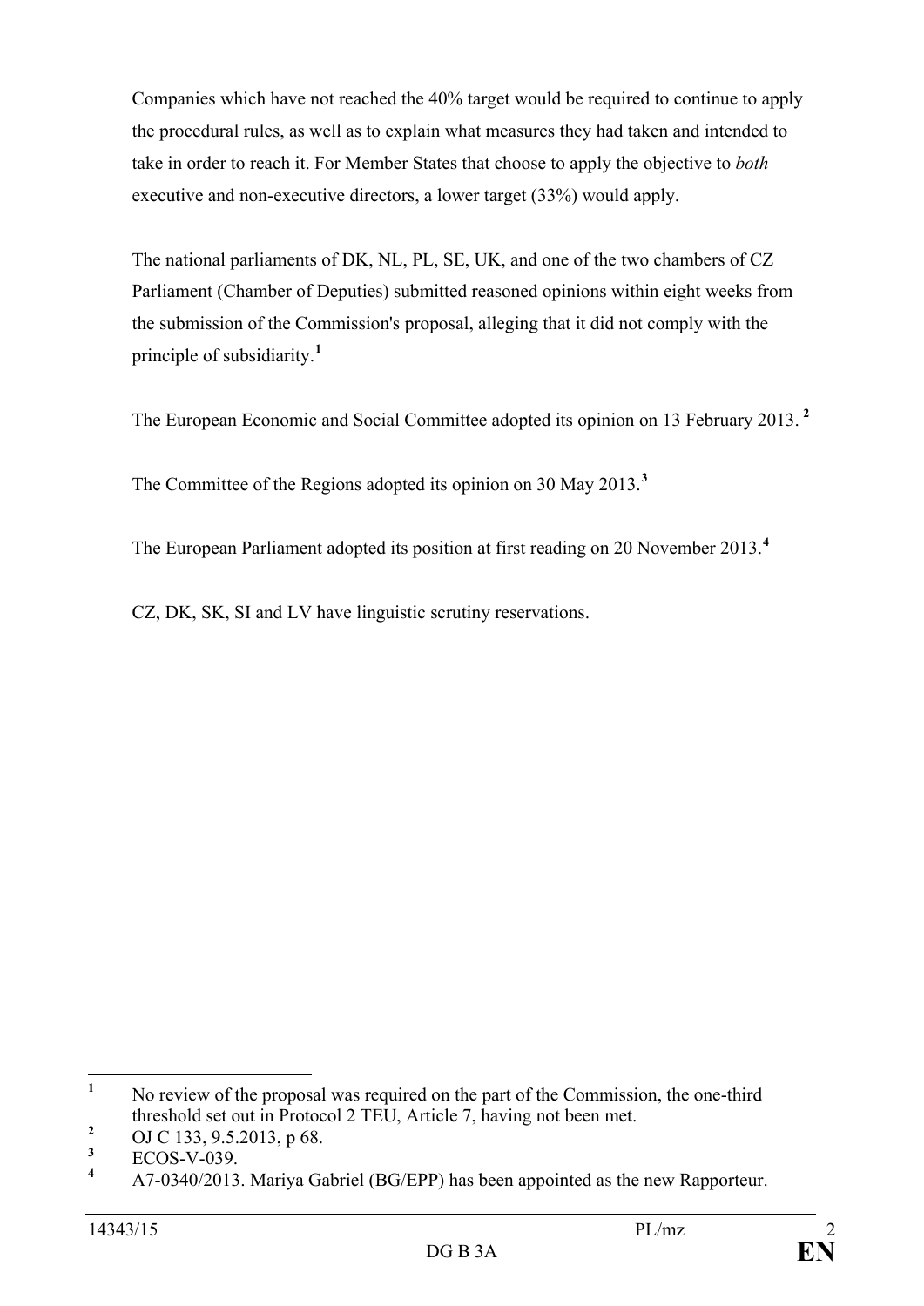Companies which have not reached the 40% target would be required to continue to apply the procedural rules, as well as to explain what measures they had taken and intended to take in order to reach it. For Member States that choose to apply the objective to *both* executive and non-executive directors, a lower target (33%) would apply.

The national parliaments of DK, NL, PL, SE, UK, and one of the two chambers of CZ Parliament (Chamber of Deputies) submitted reasoned opinions within eight weeks from the submission of the Commission's proposal, alleging that it did not comply with the principle of subsidiarity.[1]

The European Economic and Social Committee adopted its opinion on 13 February 2013. [2]

The Committee of the Regions adopted its opinion on 30 May 2013.[3]

The European Parliament adopted its position at first reading on 20 November 2013.[4]

CZ, DK, SK, SI and LV have linguistic scrutiny reservations.

---

[1] No review of the proposal was required on the part of the Commission, the one-third threshold set out in Protocol 2 TEU, Article 7, having not been met.

[2] OJ C 133, 9.5.2013, p 68.

[3] ECOS-V-039.

[4] A7-0340/2013. Mariya Gabriel (BG/EPP) has been appointed as the new Rapporteur.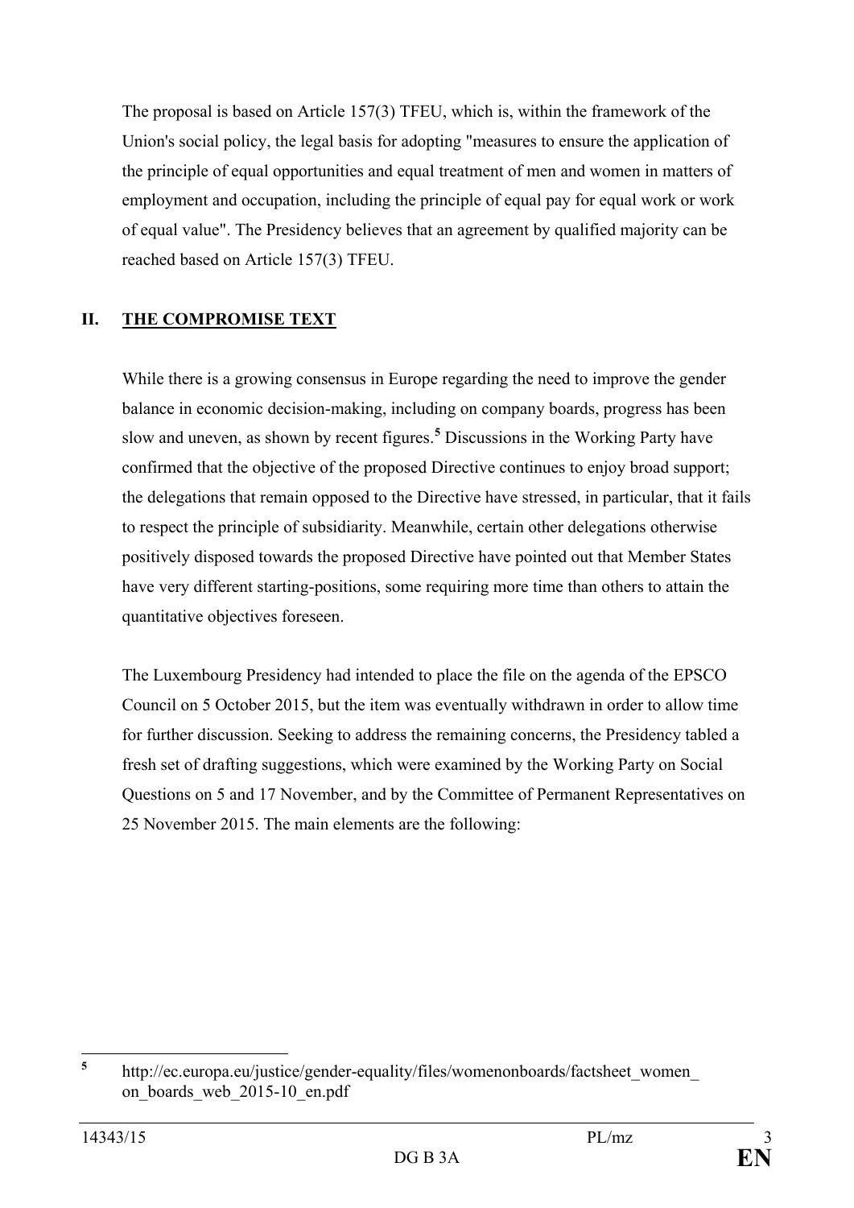The proposal is based on Article 157(3) TFEU, which is, within the framework of the Union's social policy, the legal basis for adopting "measures to ensure the application of the principle of equal opportunities and equal treatment of men and women in matters of employment and occupation, including the principle of equal pay for equal work or work of equal value". The Presidency believes that an agreement by qualified majority can be reached based on Article 157(3) TFEU.

## II. THE COMPROMISE TEXT

While there is a growing consensus in Europe regarding the need to improve the gender balance in economic decision-making, including on company boards, progress has been slow and uneven, as shown by recent figures.[5] Discussions in the Working Party have confirmed that the objective of the proposed Directive continues to enjoy broad support; the delegations that remain opposed to the Directive have stressed, in particular, that it fails to respect the principle of subsidiarity. Meanwhile, certain other delegations otherwise positively disposed towards the proposed Directive have pointed out that Member States have very different starting-positions, some requiring more time than others to attain the quantitative objectives foreseen.

The Luxembourg Presidency had intended to place the file on the agenda of the EPSCO Council on 5 October 2015, but the item was eventually withdrawn in order to allow time for further discussion. Seeking to address the remaining concerns, the Presidency tabled a fresh set of drafting suggestions, which were examined by the Working Party on Social Questions on 5 and 17 November, and by the Committee of Permanent Representatives on 25 November 2015. The main elements are the following:

---

[5] http://ec.europa.eu/justice/gender-equality/files/womenonboards/factsheet_women_on_boards_web_2015-10_en.pdf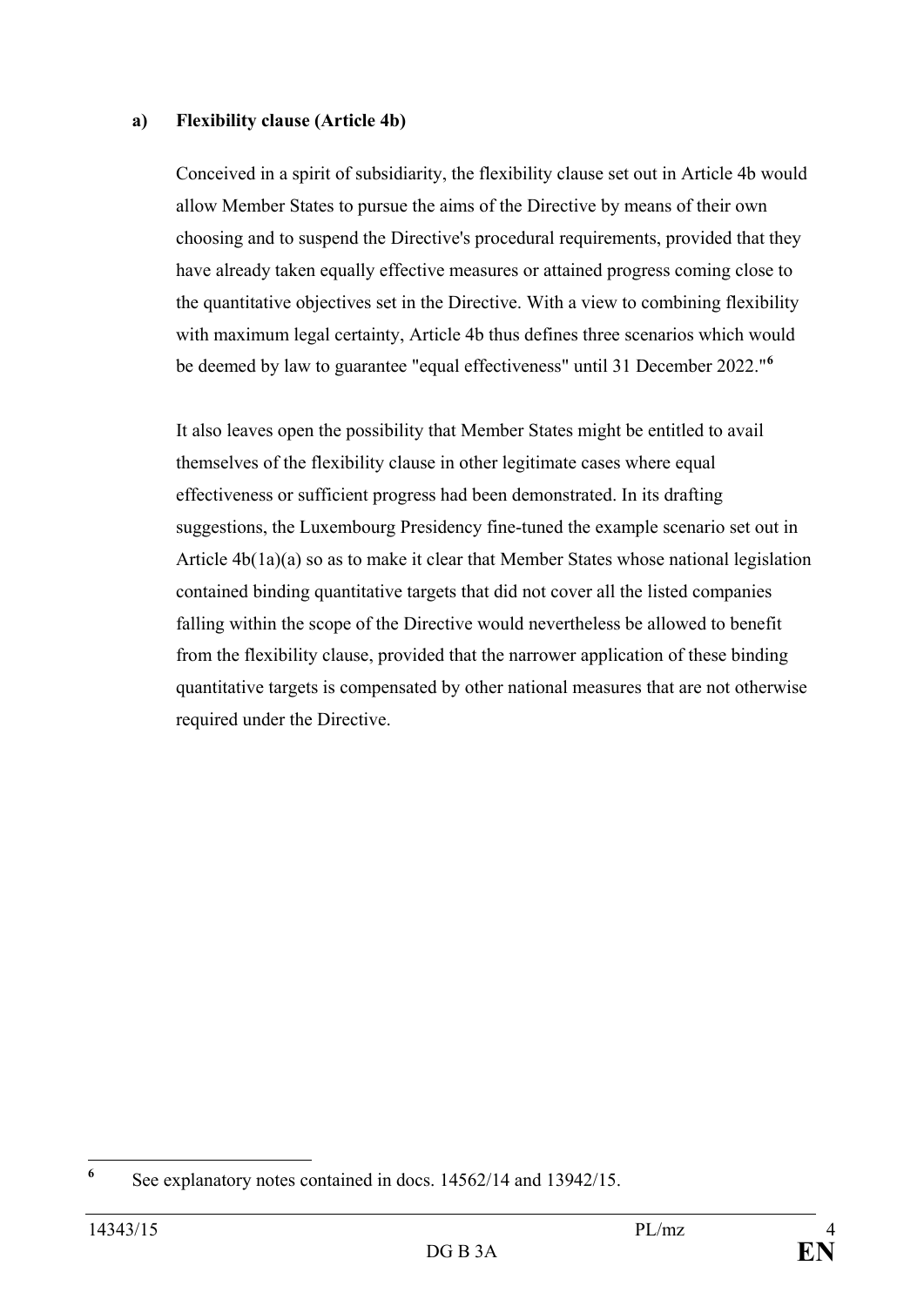**a) Flexibility clause (Article 4b)**

Conceived in a spirit of subsidiarity, the flexibility clause set out in Article 4b would allow Member States to pursue the aims of the Directive by means of their own choosing and to suspend the Directive's procedural requirements, provided that they have already taken equally effective measures or attained progress coming close to the quantitative objectives set in the Directive. With a view to combining flexibility with maximum legal certainty, Article 4b thus defines three scenarios which would be deemed by law to guarantee "equal effectiveness" until 31 December 2022."[6]

It also leaves open the possibility that Member States might be entitled to avail themselves of the flexibility clause in other legitimate cases where equal effectiveness or sufficient progress had been demonstrated. In its drafting suggestions, the Luxembourg Presidency fine-tuned the example scenario set out in Article 4b(1a)(a) so as to make it clear that Member States whose national legislation contained binding quantitative targets that did not cover all the listed companies falling within the scope of the Directive would nevertheless be allowed to benefit from the flexibility clause, provided that the narrower application of these binding quantitative targets is compensated by other national measures that are not otherwise required under the Directive.

[6] See explanatory notes contained in docs. 14562/14 and 13942/15.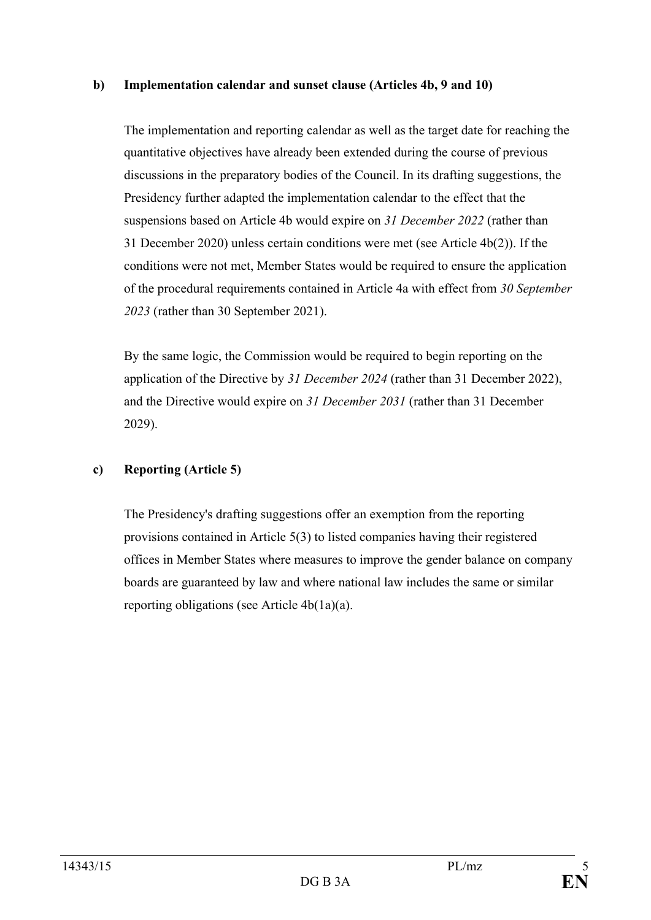**b) Implementation calendar and sunset clause (Articles 4b, 9 and 10)**

The implementation and reporting calendar as well as the target date for reaching the quantitative objectives have already been extended during the course of previous discussions in the preparatory bodies of the Council. In its drafting suggestions, the Presidency further adapted the implementation calendar to the effect that the suspensions based on Article 4b would expire on *31 December 2022* (rather than 31 December 2020) unless certain conditions were met (see Article 4b(2)). If the conditions were not met, Member States would be required to ensure the application of the procedural requirements contained in Article 4a with effect from *30 September 2023* (rather than 30 September 2021).

By the same logic, the Commission would be required to begin reporting on the application of the Directive by *31 December 2024* (rather than 31 December 2022), and the Directive would expire on *31 December 2031* (rather than 31 December 2029).

**c) Reporting (Article 5)**

The Presidency's drafting suggestions offer an exemption from the reporting provisions contained in Article 5(3) to listed companies having their registered offices in Member States where measures to improve the gender balance on company boards are guaranteed by law and where national law includes the same or similar reporting obligations (see Article 4b(1a)(a).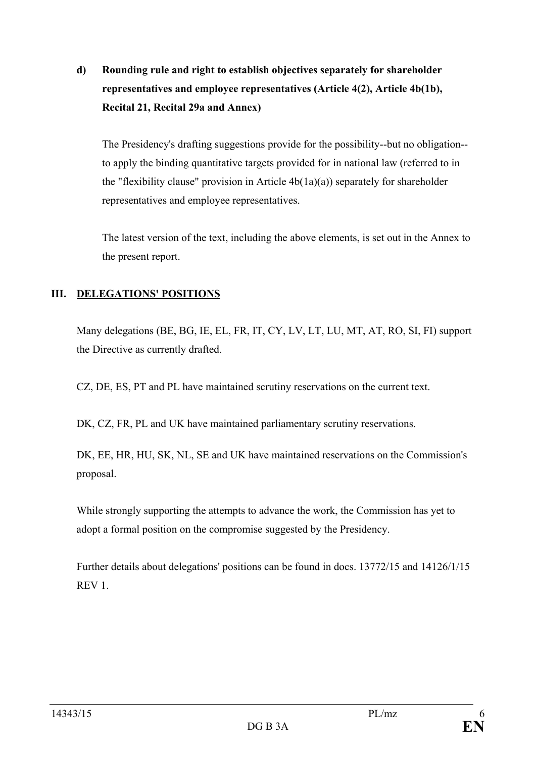**d) Rounding rule and right to establish objectives separately for shareholder representatives and employee representatives (Article 4(2), Article 4b(1b), Recital 21, Recital 29a and Annex)**

The Presidency's drafting suggestions provide for the possibility--but no obligation--to apply the binding quantitative targets provided for in national law (referred to in the "flexibility clause" provision in Article 4b(1a)(a)) separately for shareholder representatives and employee representatives.

The latest version of the text, including the above elements, is set out in the Annex to the present report.

## III. DELEGATIONS' POSITIONS

Many delegations (BE, BG, IE, EL, FR, IT, CY, LV, LT, LU, MT, AT, RO, SI, FI) support the Directive as currently drafted.

CZ, DE, ES, PT and PL have maintained scrutiny reservations on the current text.

DK, CZ, FR, PL and UK have maintained parliamentary scrutiny reservations.

DK, EE, HR, HU, SK, NL, SE and UK have maintained reservations on the Commission's proposal.

While strongly supporting the attempts to advance the work, the Commission has yet to adopt a formal position on the compromise suggested by the Presidency.

Further details about delegations' positions can be found in docs. 13772/15 and 14126/1/15 REV 1.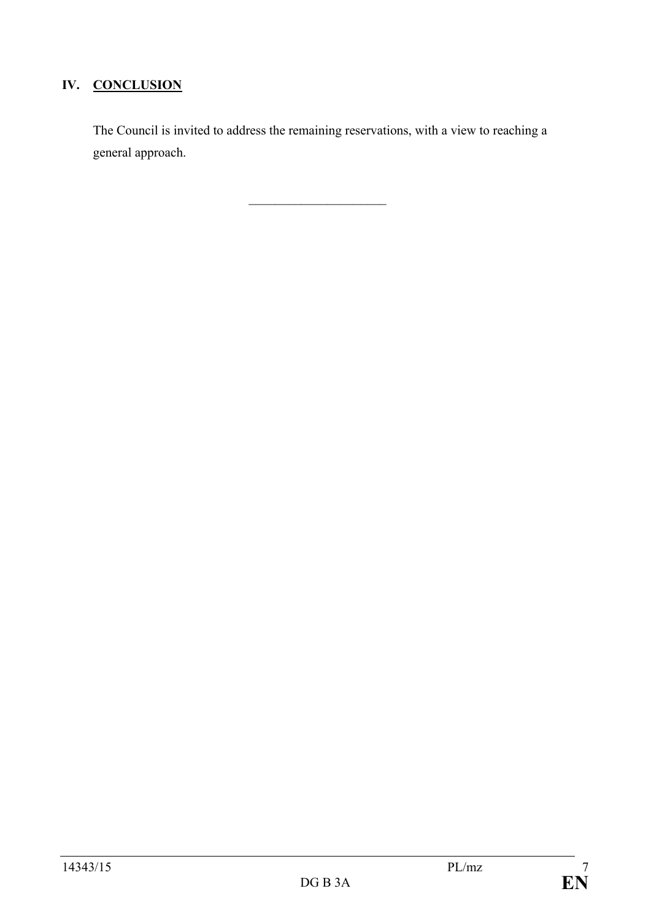## IV. **CONCLUSION**

The Council is invited to address the remaining reservations, with a view to reaching a general approach.

______________________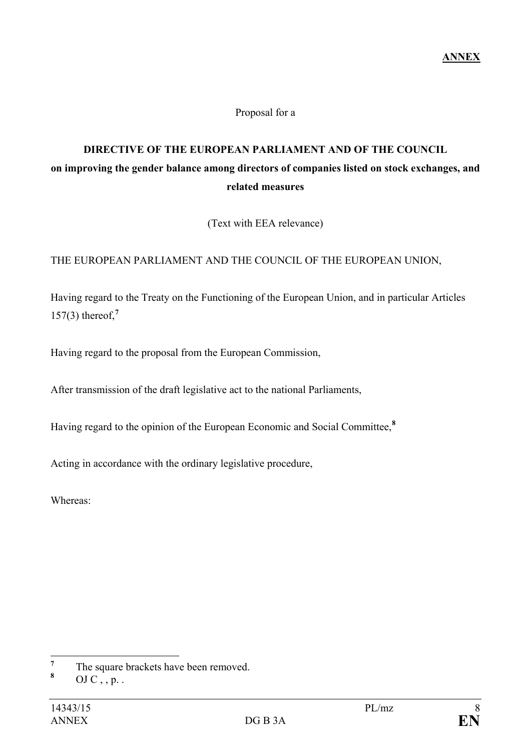**ANNEX**

Proposal for a

**DIRECTIVE OF THE EUROPEAN PARLIAMENT AND OF THE COUNCIL**
**on improving the gender balance among directors of companies listed on stock exchanges, and related measures**

(Text with EEA relevance)

THE EUROPEAN PARLIAMENT AND THE COUNCIL OF THE EUROPEAN UNION,

Having regard to the Treaty on the Functioning of the European Union, and in particular Articles 157(3) thereof,[7]

Having regard to the proposal from the European Commission,

After transmission of the draft legislative act to the national Parliaments,

Having regard to the opinion of the European Economic and Social Committee,[8]

Acting in accordance with the ordinary legislative procedure,

Whereas:

---

[7] The square brackets have been removed.

[8] OJ C , , p. .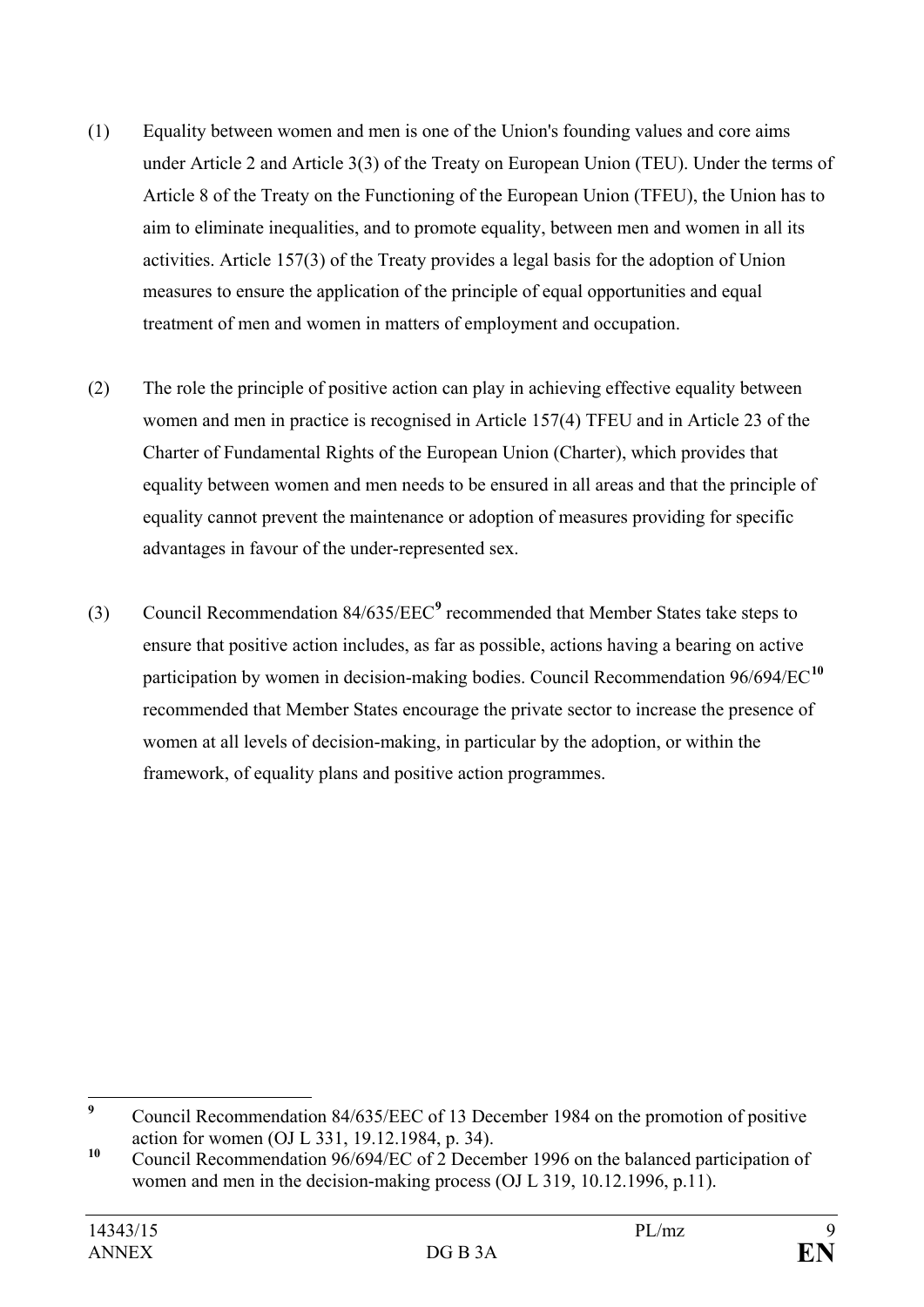(1) Equality between women and men is one of the Union's founding values and core aims under Article 2 and Article 3(3) of the Treaty on European Union (TEU). Under the terms of Article 8 of the Treaty on the Functioning of the European Union (TFEU), the Union has to aim to eliminate inequalities, and to promote equality, between men and women in all its activities. Article 157(3) of the Treaty provides a legal basis for the adoption of Union measures to ensure the application of the principle of equal opportunities and equal treatment of men and women in matters of employment and occupation.

(2) The role the principle of positive action can play in achieving effective equality between women and men in practice is recognised in Article 157(4) TFEU and in Article 23 of the Charter of Fundamental Rights of the European Union (Charter), which provides that equality between women and men needs to be ensured in all areas and that the principle of equality cannot prevent the maintenance or adoption of measures providing for specific advantages in favour of the under-represented sex.

(3) Council Recommendation 84/635/EEC[9] recommended that Member States take steps to ensure that positive action includes, as far as possible, actions having a bearing on active participation by women in decision-making bodies. Council Recommendation 96/694/EC[10] recommended that Member States encourage the private sector to increase the presence of women at all levels of decision-making, in particular by the adoption, or within the framework, of equality plans and positive action programmes.

---

[9] Council Recommendation 84/635/EEC of 13 December 1984 on the promotion of positive action for women (OJ L 331, 19.12.1984, p. 34).

[10] Council Recommendation 96/694/EC of 2 December 1996 on the balanced participation of women and men in the decision-making process (OJ L 319, 10.12.1996, p.11).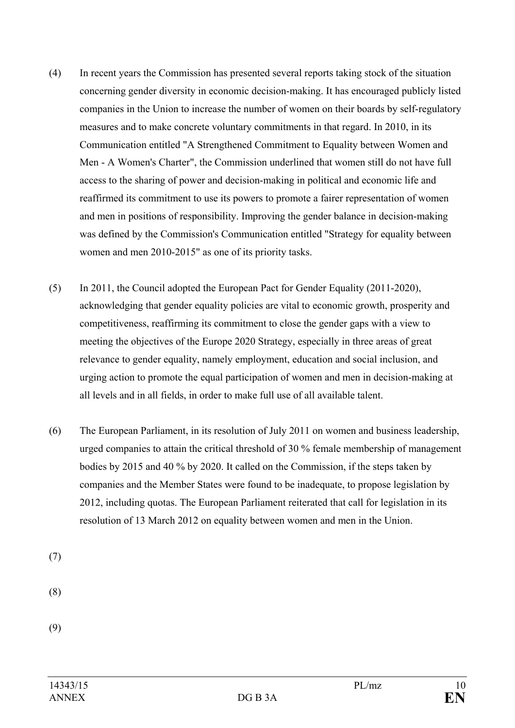(4) In recent years the Commission has presented several reports taking stock of the situation concerning gender diversity in economic decision-making. It has encouraged publicly listed companies in the Union to increase the number of women on their boards by self-regulatory measures and to make concrete voluntary commitments in that regard. In 2010, in its Communication entitled "A Strengthened Commitment to Equality between Women and Men - A Women's Charter", the Commission underlined that women still do not have full access to the sharing of power and decision-making in political and economic life and reaffirmed its commitment to use its powers to promote a fairer representation of women and men in positions of responsibility. Improving the gender balance in decision-making was defined by the Commission's Communication entitled "Strategy for equality between women and men 2010-2015" as one of its priority tasks.

(5) In 2011, the Council adopted the European Pact for Gender Equality (2011-2020), acknowledging that gender equality policies are vital to economic growth, prosperity and competitiveness, reaffirming its commitment to close the gender gaps with a view to meeting the objectives of the Europe 2020 Strategy, especially in three areas of great relevance to gender equality, namely employment, education and social inclusion, and urging action to promote the equal participation of women and men in decision-making at all levels and in all fields, in order to make full use of all available talent.

(6) The European Parliament, in its resolution of July 2011 on women and business leadership, urged companies to attain the critical threshold of 30 % female membership of management bodies by 2015 and 40 % by 2020. It called on the Commission, if the steps taken by companies and the Member States were found to be inadequate, to propose legislation by 2012, including quotas. The European Parliament reiterated that call for legislation in its resolution of 13 March 2012 on equality between women and men in the Union.

(7)

(8)

(9)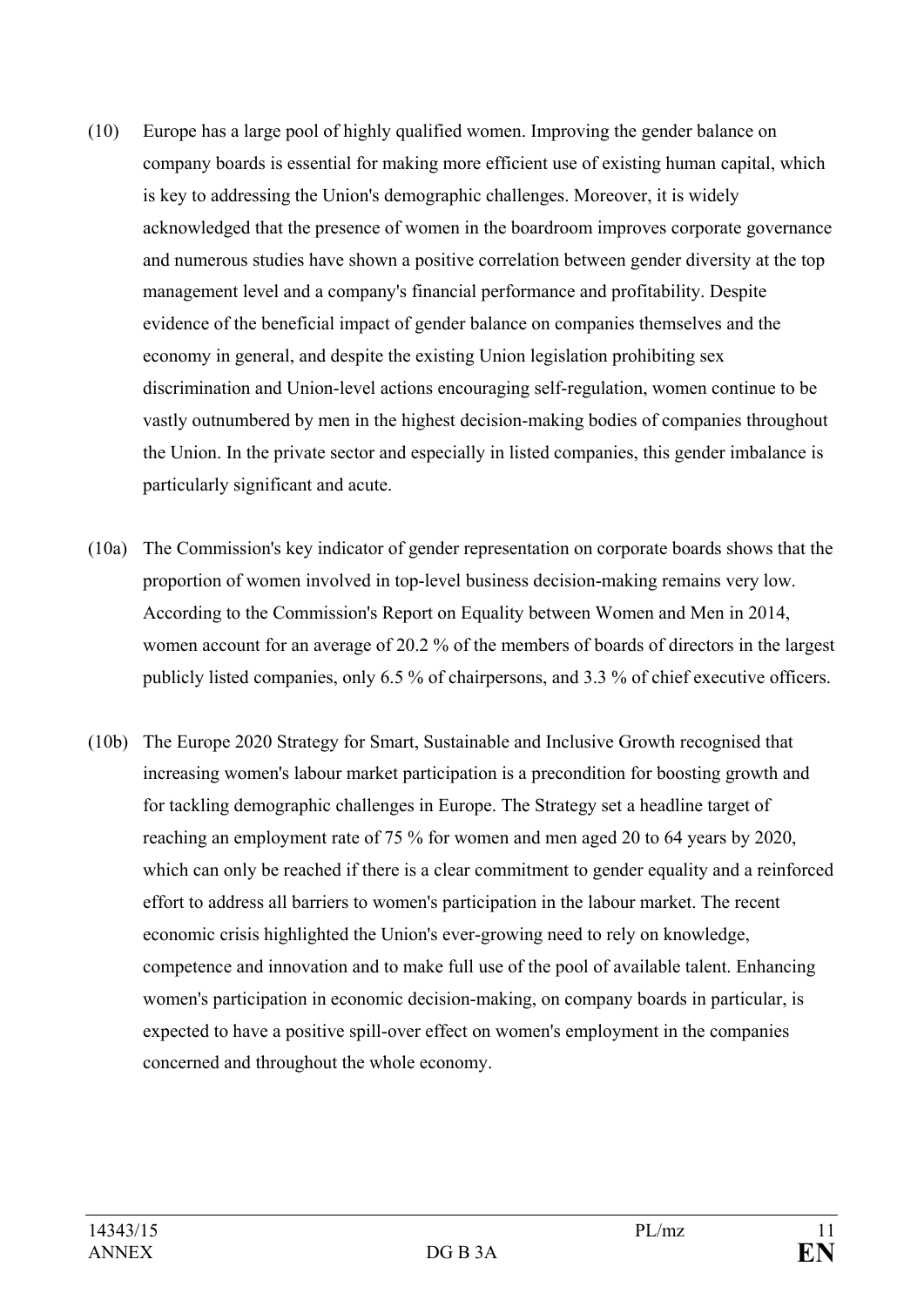(10) Europe has a large pool of highly qualified women. Improving the gender balance on company boards is essential for making more efficient use of existing human capital, which is key to addressing the Union's demographic challenges. Moreover, it is widely acknowledged that the presence of women in the boardroom improves corporate governance and numerous studies have shown a positive correlation between gender diversity at the top management level and a company's financial performance and profitability. Despite evidence of the beneficial impact of gender balance on companies themselves and the economy in general, and despite the existing Union legislation prohibiting sex discrimination and Union-level actions encouraging self-regulation, women continue to be vastly outnumbered by men in the highest decision-making bodies of companies throughout the Union. In the private sector and especially in listed companies, this gender imbalance is particularly significant and acute.

(10a) The Commission's key indicator of gender representation on corporate boards shows that the proportion of women involved in top-level business decision-making remains very low. According to the Commission's Report on Equality between Women and Men in 2014, women account for an average of 20.2 % of the members of boards of directors in the largest publicly listed companies, only 6.5 % of chairpersons, and 3.3 % of chief executive officers.

(10b) The Europe 2020 Strategy for Smart, Sustainable and Inclusive Growth recognised that increasing women's labour market participation is a precondition for boosting growth and for tackling demographic challenges in Europe. The Strategy set a headline target of reaching an employment rate of 75 % for women and men aged 20 to 64 years by 2020, which can only be reached if there is a clear commitment to gender equality and a reinforced effort to address all barriers to women's participation in the labour market. The recent economic crisis highlighted the Union's ever-growing need to rely on knowledge, competence and innovation and to make full use of the pool of available talent. Enhancing women's participation in economic decision-making, on company boards in particular, is expected to have a positive spill-over effect on women's employment in the companies concerned and throughout the whole economy.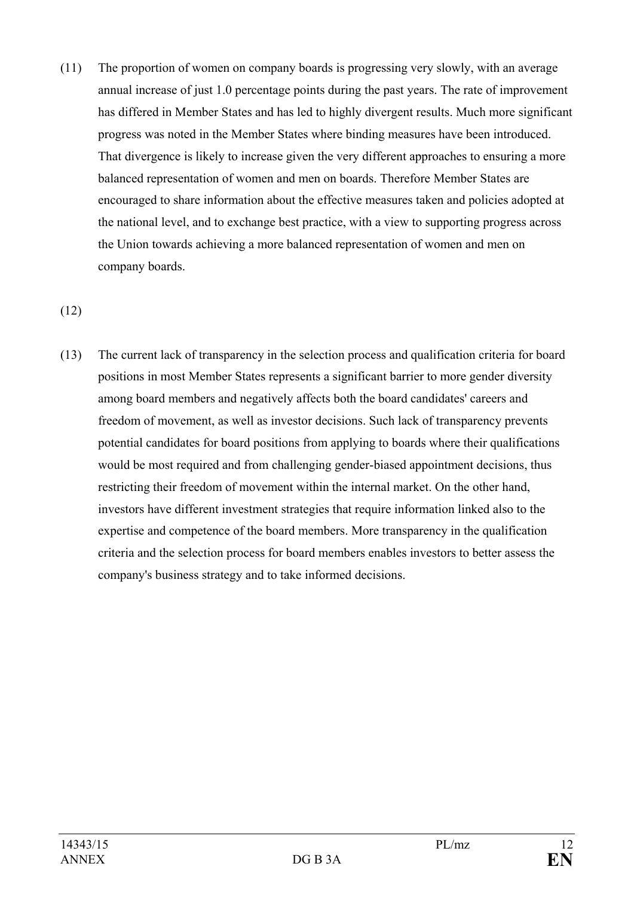(11) The proportion of women on company boards is progressing very slowly, with an average annual increase of just 1.0 percentage points during the past years. The rate of improvement has differed in Member States and has led to highly divergent results. Much more significant progress was noted in the Member States where binding measures have been introduced. That divergence is likely to increase given the very different approaches to ensuring a more balanced representation of women and men on boards. Therefore Member States are encouraged to share information about the effective measures taken and policies adopted at the national level, and to exchange best practice, with a view to supporting progress across the Union towards achieving a more balanced representation of women and men on company boards.

(12)

(13) The current lack of transparency in the selection process and qualification criteria for board positions in most Member States represents a significant barrier to more gender diversity among board members and negatively affects both the board candidates' careers and freedom of movement, as well as investor decisions. Such lack of transparency prevents potential candidates for board positions from applying to boards where their qualifications would be most required and from challenging gender-biased appointment decisions, thus restricting their freedom of movement within the internal market. On the other hand, investors have different investment strategies that require information linked also to the expertise and competence of the board members. More transparency in the qualification criteria and the selection process for board members enables investors to better assess the company's business strategy and to take informed decisions.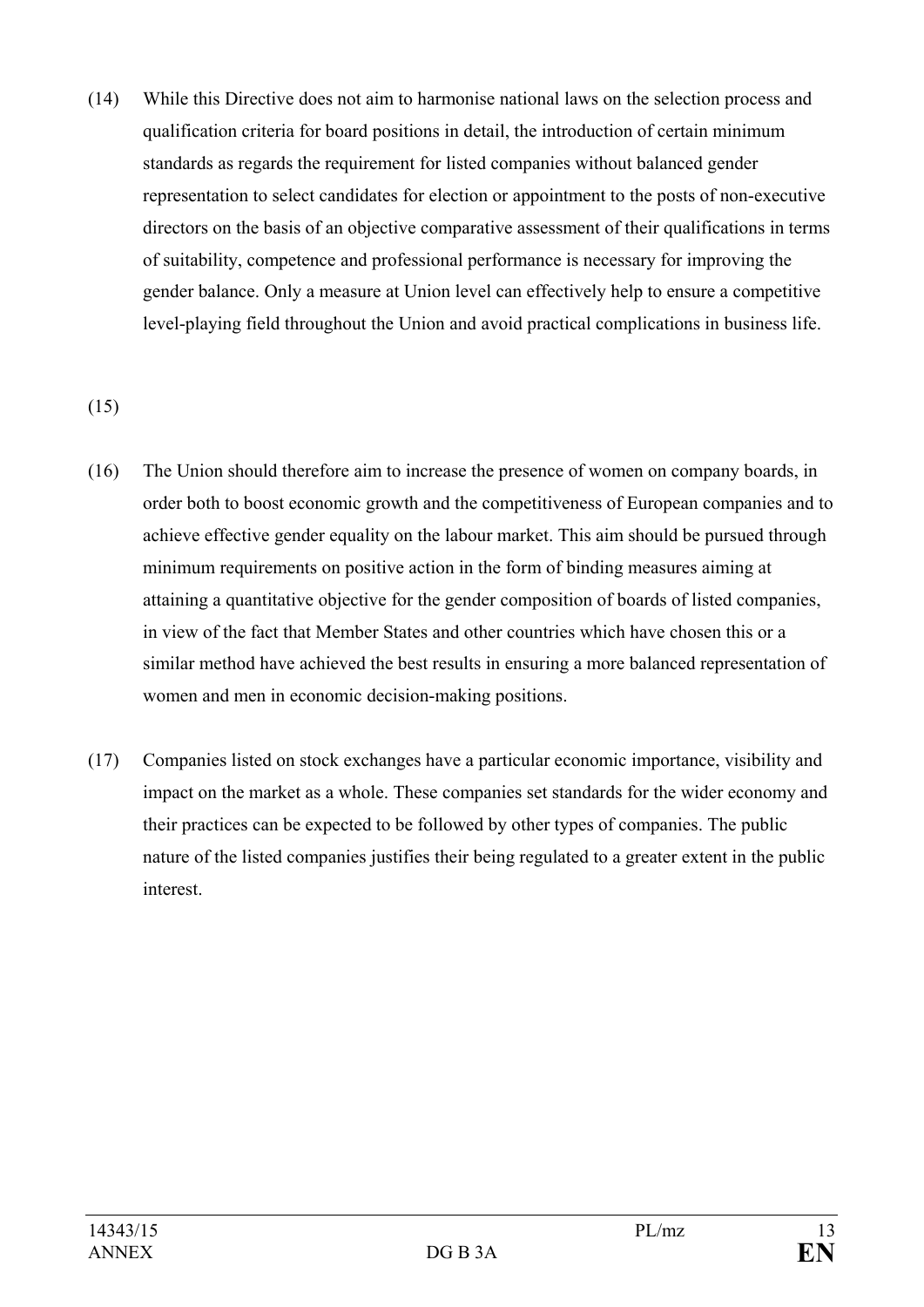(14) While this Directive does not aim to harmonise national laws on the selection process and qualification criteria for board positions in detail, the introduction of certain minimum standards as regards the requirement for listed companies without balanced gender representation to select candidates for election or appointment to the posts of non-executive directors on the basis of an objective comparative assessment of their qualifications in terms of suitability, competence and professional performance is necessary for improving the gender balance. Only a measure at Union level can effectively help to ensure a competitive level-playing field throughout the Union and avoid practical complications in business life.

(15)

(16) The Union should therefore aim to increase the presence of women on company boards, in order both to boost economic growth and the competitiveness of European companies and to achieve effective gender equality on the labour market. This aim should be pursued through minimum requirements on positive action in the form of binding measures aiming at attaining a quantitative objective for the gender composition of boards of listed companies, in view of the fact that Member States and other countries which have chosen this or a similar method have achieved the best results in ensuring a more balanced representation of women and men in economic decision-making positions.

(17) Companies listed on stock exchanges have a particular economic importance, visibility and impact on the market as a whole. These companies set standards for the wider economy and their practices can be expected to be followed by other types of companies. The public nature of the listed companies justifies their being regulated to a greater extent in the public interest.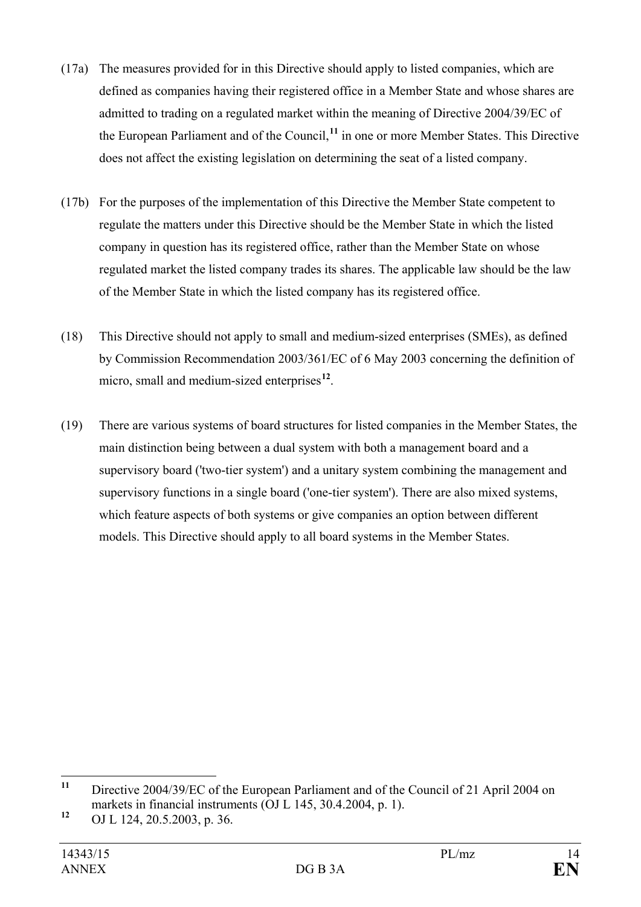(17a) The measures provided for in this Directive should apply to listed companies, which are defined as companies having their registered office in a Member State and whose shares are admitted to trading on a regulated market within the meaning of Directive 2004/39/EC of the European Parliament and of the Council,[11] in one or more Member States. This Directive does not affect the existing legislation on determining the seat of a listed company.

(17b) For the purposes of the implementation of this Directive the Member State competent to regulate the matters under this Directive should be the Member State in which the listed company in question has its registered office, rather than the Member State on whose regulated market the listed company trades its shares. The applicable law should be the law of the Member State in which the listed company has its registered office.

(18) This Directive should not apply to small and medium-sized enterprises (SMEs), as defined by Commission Recommendation 2003/361/EC of 6 May 2003 concerning the definition of micro, small and medium-sized enterprises[12].

(19) There are various systems of board structures for listed companies in the Member States, the main distinction being between a dual system with both a management board and a supervisory board ('two-tier system') and a unitary system combining the management and supervisory functions in a single board ('one-tier system'). There are also mixed systems, which feature aspects of both systems or give companies an option between different models. This Directive should apply to all board systems in the Member States.

---

[11] Directive 2004/39/EC of the European Parliament and of the Council of 21 April 2004 on markets in financial instruments (OJ L 145, 30.4.2004, p. 1).

[12] OJ L 124, 20.5.2003, p. 36.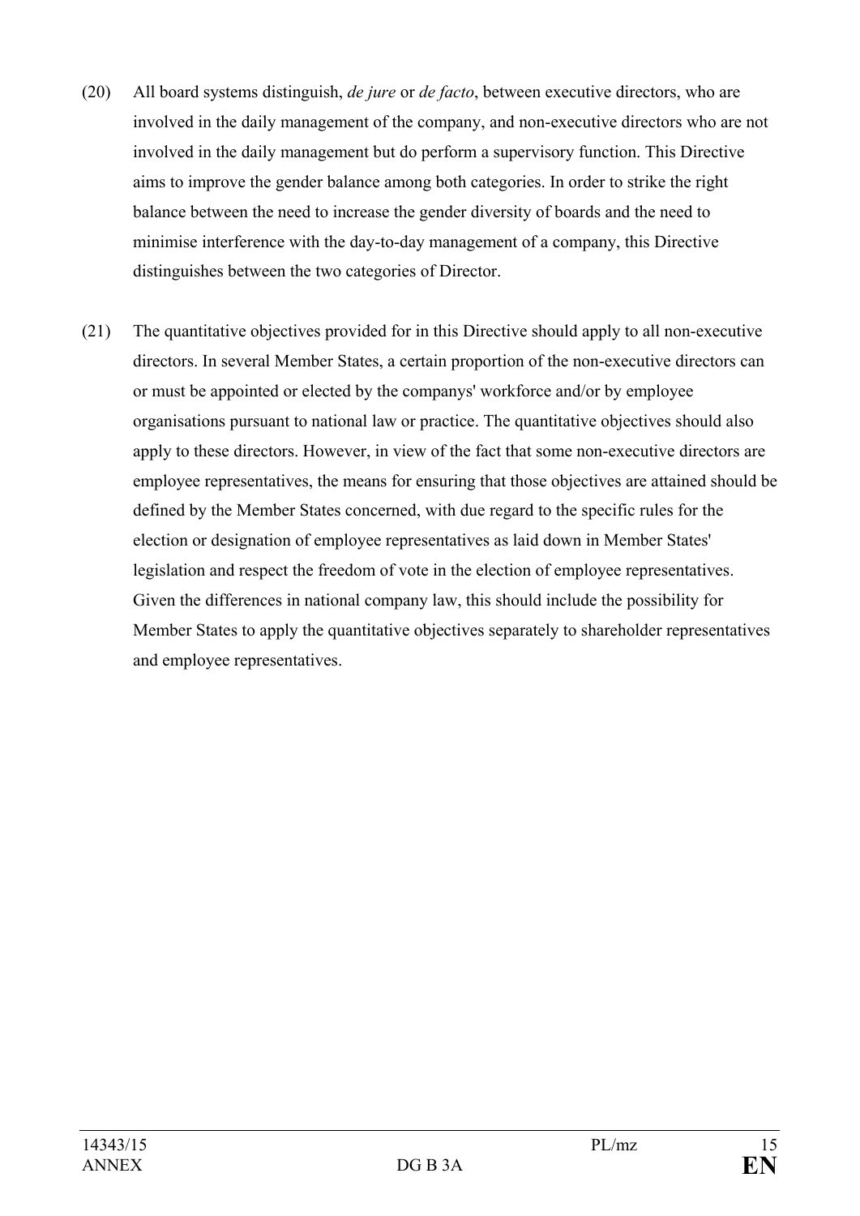(20) All board systems distinguish, *de jure* or *de facto*, between executive directors, who are involved in the daily management of the company, and non-executive directors who are not involved in the daily management but do perform a supervisory function. This Directive aims to improve the gender balance among both categories. In order to strike the right balance between the need to increase the gender diversity of boards and the need to minimise interference with the day-to-day management of a company, this Directive distinguishes between the two categories of Director.

(21) The quantitative objectives provided for in this Directive should apply to all non-executive directors. In several Member States, a certain proportion of the non-executive directors can or must be appointed or elected by the companys' workforce and/or by employee organisations pursuant to national law or practice. The quantitative objectives should also apply to these directors. However, in view of the fact that some non-executive directors are employee representatives, the means for ensuring that those objectives are attained should be defined by the Member States concerned, with due regard to the specific rules for the election or designation of employee representatives as laid down in Member States' legislation and respect the freedom of vote in the election of employee representatives. Given the differences in national company law, this should include the possibility for Member States to apply the quantitative objectives separately to shareholder representatives and employee representatives.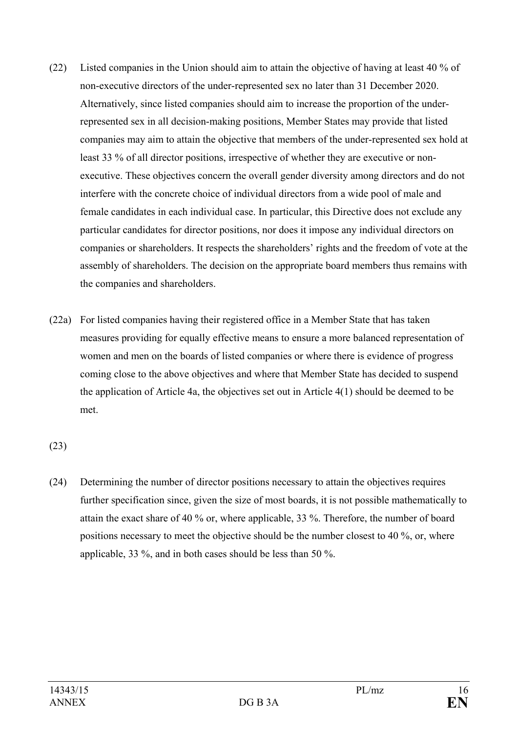(22) Listed companies in the Union should aim to attain the objective of having at least 40 % of non-executive directors of the under-represented sex no later than 31 December 2020. Alternatively, since listed companies should aim to increase the proportion of the under-represented sex in all decision-making positions, Member States may provide that listed companies may aim to attain the objective that members of the under-represented sex hold at least 33 % of all director positions, irrespective of whether they are executive or non-executive. These objectives concern the overall gender diversity among directors and do not interfere with the concrete choice of individual directors from a wide pool of male and female candidates in each individual case. In particular, this Directive does not exclude any particular candidates for director positions, nor does it impose any individual directors on companies or shareholders. It respects the shareholders' rights and the freedom of vote at the assembly of shareholders. The decision on the appropriate board members thus remains with the companies and shareholders.

(22a) For listed companies having their registered office in a Member State that has taken measures providing for equally effective means to ensure a more balanced representation of women and men on the boards of listed companies or where there is evidence of progress coming close to the above objectives and where that Member State has decided to suspend the application of Article 4a, the objectives set out in Article 4(1) should be deemed to be met.

(23)

(24) Determining the number of director positions necessary to attain the objectives requires further specification since, given the size of most boards, it is not possible mathematically to attain the exact share of 40 % or, where applicable, 33 %. Therefore, the number of board positions necessary to meet the objective should be the number closest to 40 %, or, where applicable, 33 %, and in both cases should be less than 50 %.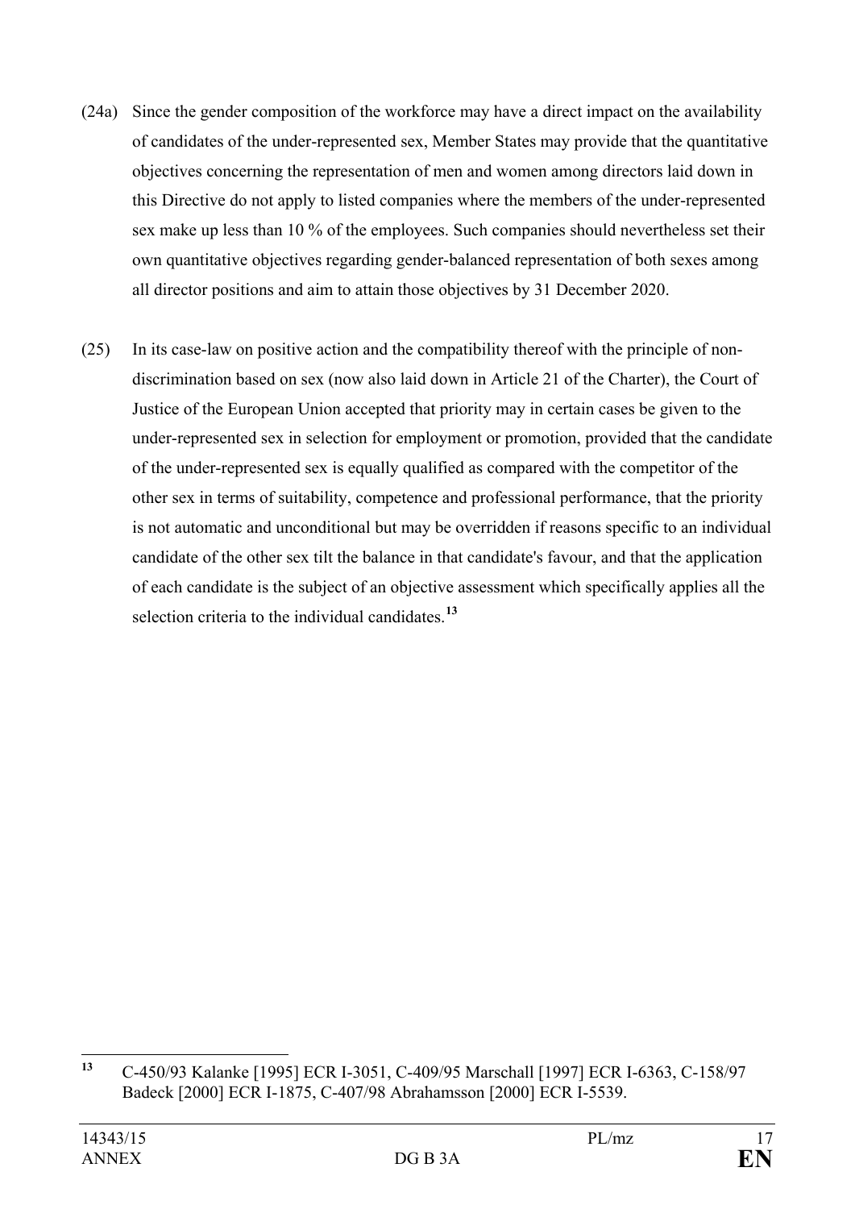(24a) Since the gender composition of the workforce may have a direct impact on the availability of candidates of the under-represented sex, Member States may provide that the quantitative objectives concerning the representation of men and women among directors laid down in this Directive do not apply to listed companies where the members of the under-represented sex make up less than 10 % of the employees. Such companies should nevertheless set their own quantitative objectives regarding gender-balanced representation of both sexes among all director positions and aim to attain those objectives by 31 December 2020.

(25) In its case-law on positive action and the compatibility thereof with the principle of non-discrimination based on sex (now also laid down in Article 21 of the Charter), the Court of Justice of the European Union accepted that priority may in certain cases be given to the under-represented sex in selection for employment or promotion, provided that the candidate of the under-represented sex is equally qualified as compared with the competitor of the other sex in terms of suitability, competence and professional performance, that the priority is not automatic and unconditional but may be overridden if reasons specific to an individual candidate of the other sex tilt the balance in that candidate's favour, and that the application of each candidate is the subject of an objective assessment which specifically applies all the selection criteria to the individual candidates.[13]

---

[13] C-450/93 Kalanke [1995] ECR I-3051, C-409/95 Marschall [1997] ECR I-6363, C-158/97 Badeck [2000] ECR I-1875, C-407/98 Abrahamsson [2000] ECR I-5539.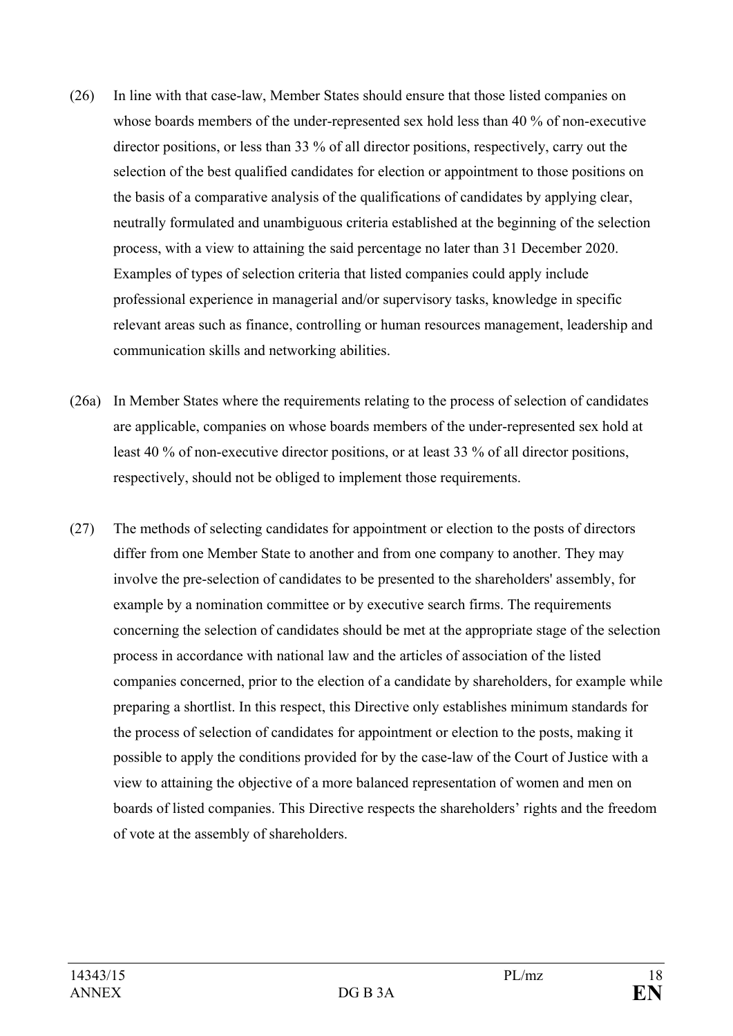(26) In line with that case-law, Member States should ensure that those listed companies on whose boards members of the under-represented sex hold less than 40 % of non-executive director positions, or less than 33 % of all director positions, respectively, carry out the selection of the best qualified candidates for election or appointment to those positions on the basis of a comparative analysis of the qualifications of candidates by applying clear, neutrally formulated and unambiguous criteria established at the beginning of the selection process, with a view to attaining the said percentage no later than 31 December 2020. Examples of types of selection criteria that listed companies could apply include professional experience in managerial and/or supervisory tasks, knowledge in specific relevant areas such as finance, controlling or human resources management, leadership and communication skills and networking abilities.

(26a) In Member States where the requirements relating to the process of selection of candidates are applicable, companies on whose boards members of the under-represented sex hold at least 40 % of non-executive director positions, or at least 33 % of all director positions, respectively, should not be obliged to implement those requirements.

(27) The methods of selecting candidates for appointment or election to the posts of directors differ from one Member State to another and from one company to another. They may involve the pre-selection of candidates to be presented to the shareholders' assembly, for example by a nomination committee or by executive search firms. The requirements concerning the selection of candidates should be met at the appropriate stage of the selection process in accordance with national law and the articles of association of the listed companies concerned, prior to the election of a candidate by shareholders, for example while preparing a shortlist. In this respect, this Directive only establishes minimum standards for the process of selection of candidates for appointment or election to the posts, making it possible to apply the conditions provided for by the case-law of the Court of Justice with a view to attaining the objective of a more balanced representation of women and men on boards of listed companies. This Directive respects the shareholders' rights and the freedom of vote at the assembly of shareholders.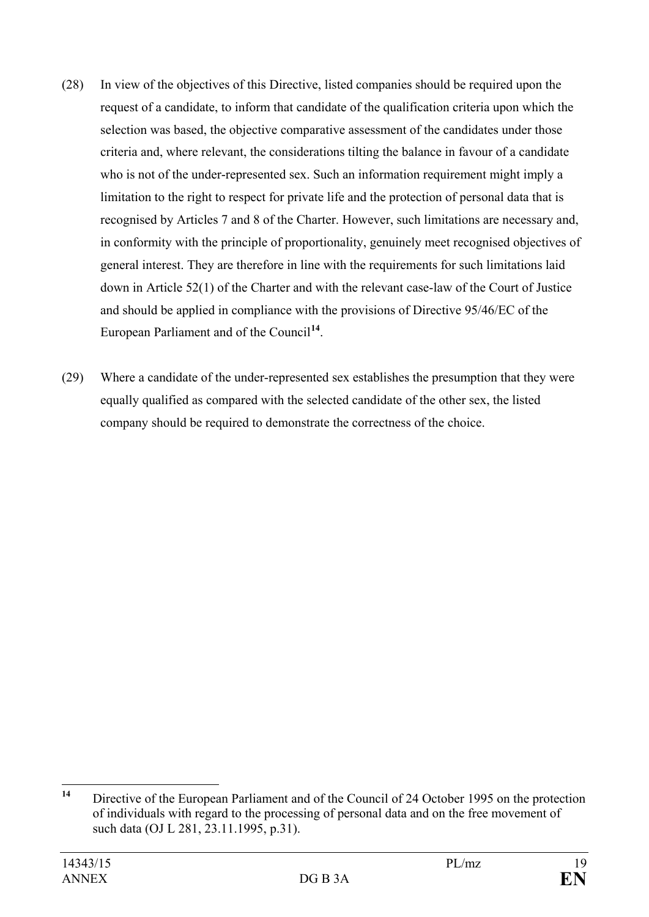(28) In view of the objectives of this Directive, listed companies should be required upon the request of a candidate, to inform that candidate of the qualification criteria upon which the selection was based, the objective comparative assessment of the candidates under those criteria and, where relevant, the considerations tilting the balance in favour of a candidate who is not of the under-represented sex. Such an information requirement might imply a limitation to the right to respect for private life and the protection of personal data that is recognised by Articles 7 and 8 of the Charter. However, such limitations are necessary and, in conformity with the principle of proportionality, genuinely meet recognised objectives of general interest. They are therefore in line with the requirements for such limitations laid down in Article 52(1) of the Charter and with the relevant case-law of the Court of Justice and should be applied in compliance with the provisions of Directive 95/46/EC of the European Parliament and of the Council[14].

(29) Where a candidate of the under-represented sex establishes the presumption that they were equally qualified as compared with the selected candidate of the other sex, the listed company should be required to demonstrate the correctness of the choice.

---

[14] Directive of the European Parliament and of the Council of 24 October 1995 on the protection of individuals with regard to the processing of personal data and on the free movement of such data (OJ L 281, 23.11.1995, p.31).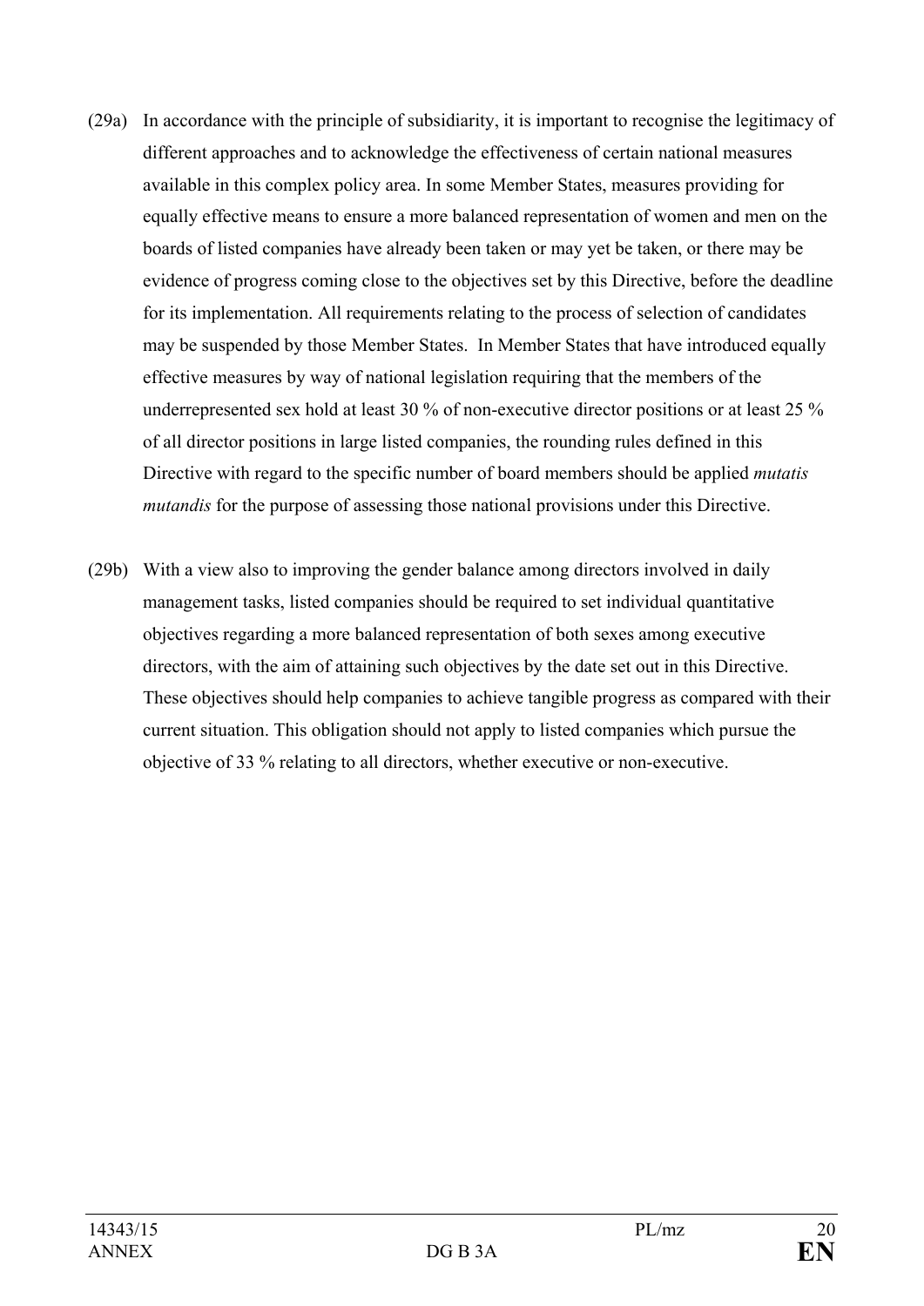(29a) In accordance with the principle of subsidiarity, it is important to recognise the legitimacy of different approaches and to acknowledge the effectiveness of certain national measures available in this complex policy area. In some Member States, measures providing for equally effective means to ensure a more balanced representation of women and men on the boards of listed companies have already been taken or may yet be taken, or there may be evidence of progress coming close to the objectives set by this Directive, before the deadline for its implementation. All requirements relating to the process of selection of candidates may be suspended by those Member States. In Member States that have introduced equally effective measures by way of national legislation requiring that the members of the underrepresented sex hold at least 30 % of non-executive director positions or at least 25 % of all director positions in large listed companies, the rounding rules defined in this Directive with regard to the specific number of board members should be applied *mutatis mutandis* for the purpose of assessing those national provisions under this Directive.

(29b) With a view also to improving the gender balance among directors involved in daily management tasks, listed companies should be required to set individual quantitative objectives regarding a more balanced representation of both sexes among executive directors, with the aim of attaining such objectives by the date set out in this Directive. These objectives should help companies to achieve tangible progress as compared with their current situation. This obligation should not apply to listed companies which pursue the objective of 33 % relating to all directors, whether executive or non-executive.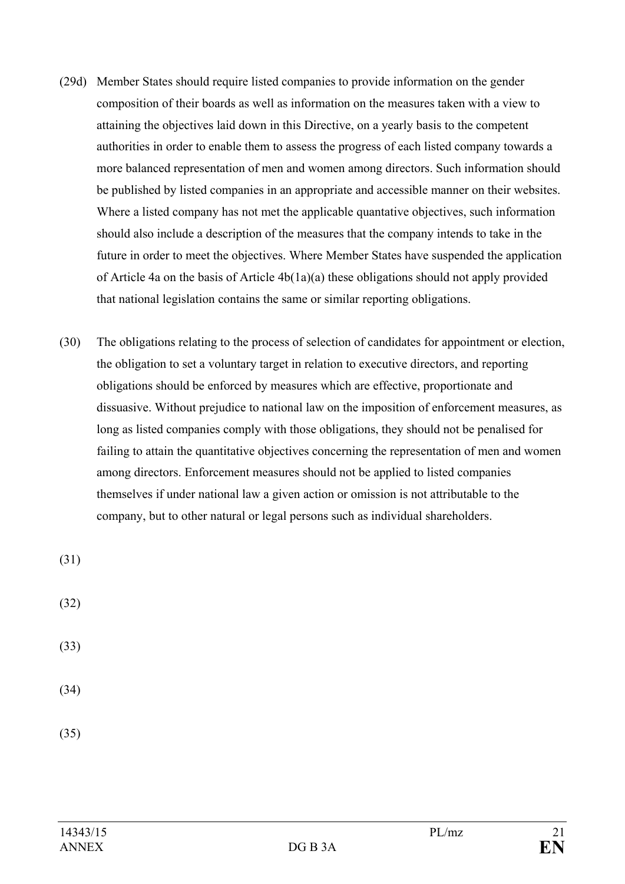(29d) Member States should require listed companies to provide information on the gender composition of their boards as well as information on the measures taken with a view to attaining the objectives laid down in this Directive, on a yearly basis to the competent authorities in order to enable them to assess the progress of each listed company towards a more balanced representation of men and women among directors. Such information should be published by listed companies in an appropriate and accessible manner on their websites. Where a listed company has not met the applicable quantative objectives, such information should also include a description of the measures that the company intends to take in the future in order to meet the objectives. Where Member States have suspended the application of Article 4a on the basis of Article 4b(1a)(a) these obligations should not apply provided that national legislation contains the same or similar reporting obligations.

(30) The obligations relating to the process of selection of candidates for appointment or election, the obligation to set a voluntary target in relation to executive directors, and reporting obligations should be enforced by measures which are effective, proportionate and dissuasive. Without prejudice to national law on the imposition of enforcement measures, as long as listed companies comply with those obligations, they should not be penalised for failing to attain the quantitative objectives concerning the representation of men and women among directors. Enforcement measures should not be applied to listed companies themselves if under national law a given action or omission is not attributable to the company, but to other natural or legal persons such as individual shareholders.

(31)

(32)

(33)

(34)

(35)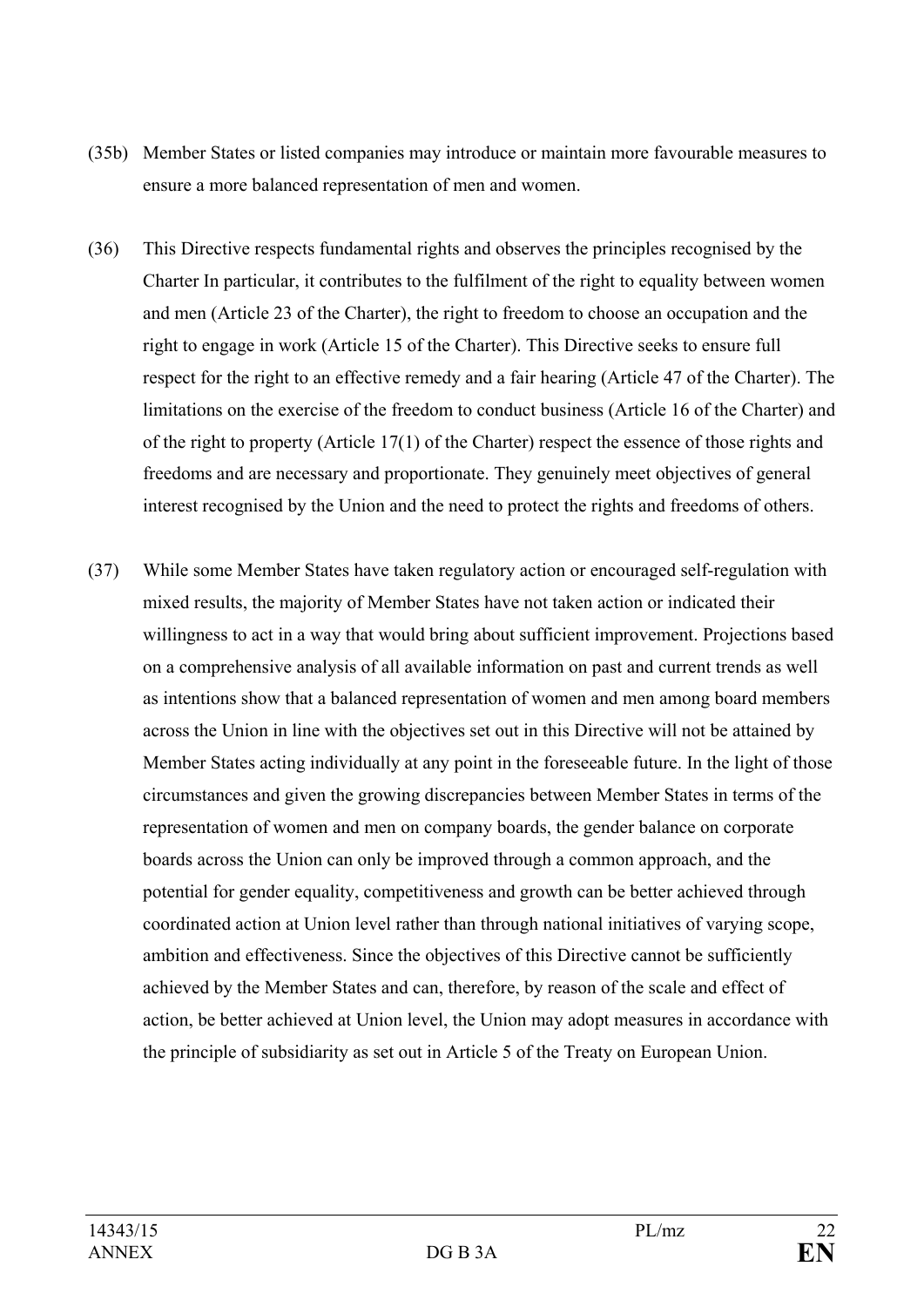(35b) Member States or listed companies may introduce or maintain more favourable measures to ensure a more balanced representation of men and women.

(36) This Directive respects fundamental rights and observes the principles recognised by the Charter In particular, it contributes to the fulfilment of the right to equality between women and men (Article 23 of the Charter), the right to freedom to choose an occupation and the right to engage in work (Article 15 of the Charter). This Directive seeks to ensure full respect for the right to an effective remedy and a fair hearing (Article 47 of the Charter). The limitations on the exercise of the freedom to conduct business (Article 16 of the Charter) and of the right to property (Article 17(1) of the Charter) respect the essence of those rights and freedoms and are necessary and proportionate. They genuinely meet objectives of general interest recognised by the Union and the need to protect the rights and freedoms of others.

(37) While some Member States have taken regulatory action or encouraged self-regulation with mixed results, the majority of Member States have not taken action or indicated their willingness to act in a way that would bring about sufficient improvement. Projections based on a comprehensive analysis of all available information on past and current trends as well as intentions show that a balanced representation of women and men among board members across the Union in line with the objectives set out in this Directive will not be attained by Member States acting individually at any point in the foreseeable future. In the light of those circumstances and given the growing discrepancies between Member States in terms of the representation of women and men on company boards, the gender balance on corporate boards across the Union can only be improved through a common approach, and the potential for gender equality, competitiveness and growth can be better achieved through coordinated action at Union level rather than through national initiatives of varying scope, ambition and effectiveness. Since the objectives of this Directive cannot be sufficiently achieved by the Member States and can, therefore, by reason of the scale and effect of action, be better achieved at Union level, the Union may adopt measures in accordance with the principle of subsidiarity as set out in Article 5 of the Treaty on European Union.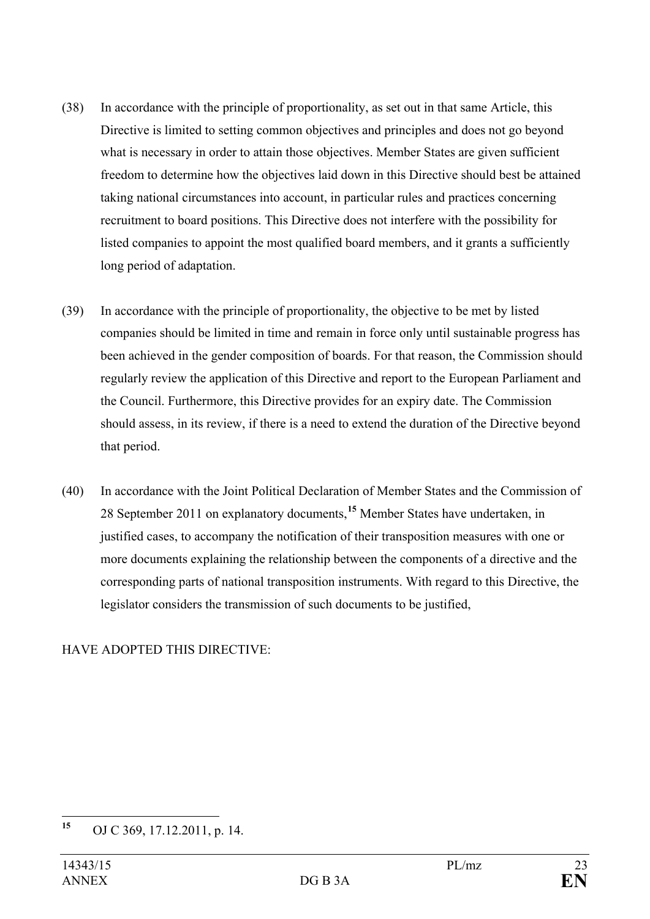(38) In accordance with the principle of proportionality, as set out in that same Article, this Directive is limited to setting common objectives and principles and does not go beyond what is necessary in order to attain those objectives. Member States are given sufficient freedom to determine how the objectives laid down in this Directive should best be attained taking national circumstances into account, in particular rules and practices concerning recruitment to board positions. This Directive does not interfere with the possibility for listed companies to appoint the most qualified board members, and it grants a sufficiently long period of adaptation.

(39) In accordance with the principle of proportionality, the objective to be met by listed companies should be limited in time and remain in force only until sustainable progress has been achieved in the gender composition of boards. For that reason, the Commission should regularly review the application of this Directive and report to the European Parliament and the Council. Furthermore, this Directive provides for an expiry date. The Commission should assess, in its review, if there is a need to extend the duration of the Directive beyond that period.

(40) In accordance with the Joint Political Declaration of Member States and the Commission of 28 September 2011 on explanatory documents,[15] Member States have undertaken, in justified cases, to accompany the notification of their transposition measures with one or more documents explaining the relationship between the components of a directive and the corresponding parts of national transposition instruments. With regard to this Directive, the legislator considers the transmission of such documents to be justified,

HAVE ADOPTED THIS DIRECTIVE:

---

[15] OJ C 369, 17.12.2011, p. 14.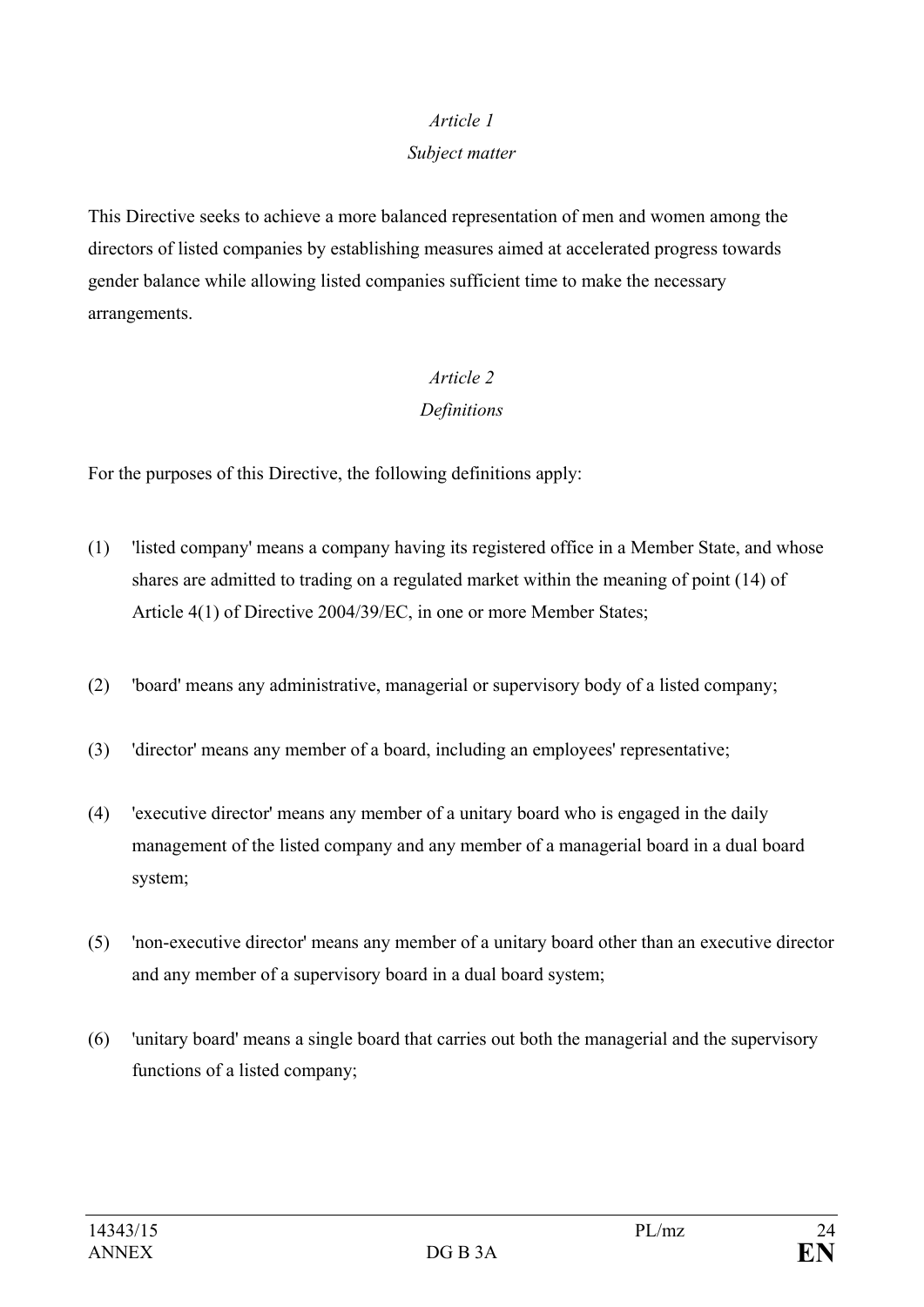*Article 1*

*Subject matter*

This Directive seeks to achieve a more balanced representation of men and women among the directors of listed companies by establishing measures aimed at accelerated progress towards gender balance while allowing listed companies sufficient time to make the necessary arrangements.

*Article 2*

*Definitions*

For the purposes of this Directive, the following definitions apply:

(1) 'listed company' means a company having its registered office in a Member State, and whose shares are admitted to trading on a regulated market within the meaning of point (14) of Article 4(1) of Directive 2004/39/EC, in one or more Member States;

(2) 'board' means any administrative, managerial or supervisory body of a listed company;

(3) 'director' means any member of a board, including an employees' representative;

(4) 'executive director' means any member of a unitary board who is engaged in the daily management of the listed company and any member of a managerial board in a dual board system;

(5) 'non-executive director' means any member of a unitary board other than an executive director and any member of a supervisory board in a dual board system;

(6) 'unitary board' means a single board that carries out both the managerial and the supervisory functions of a listed company;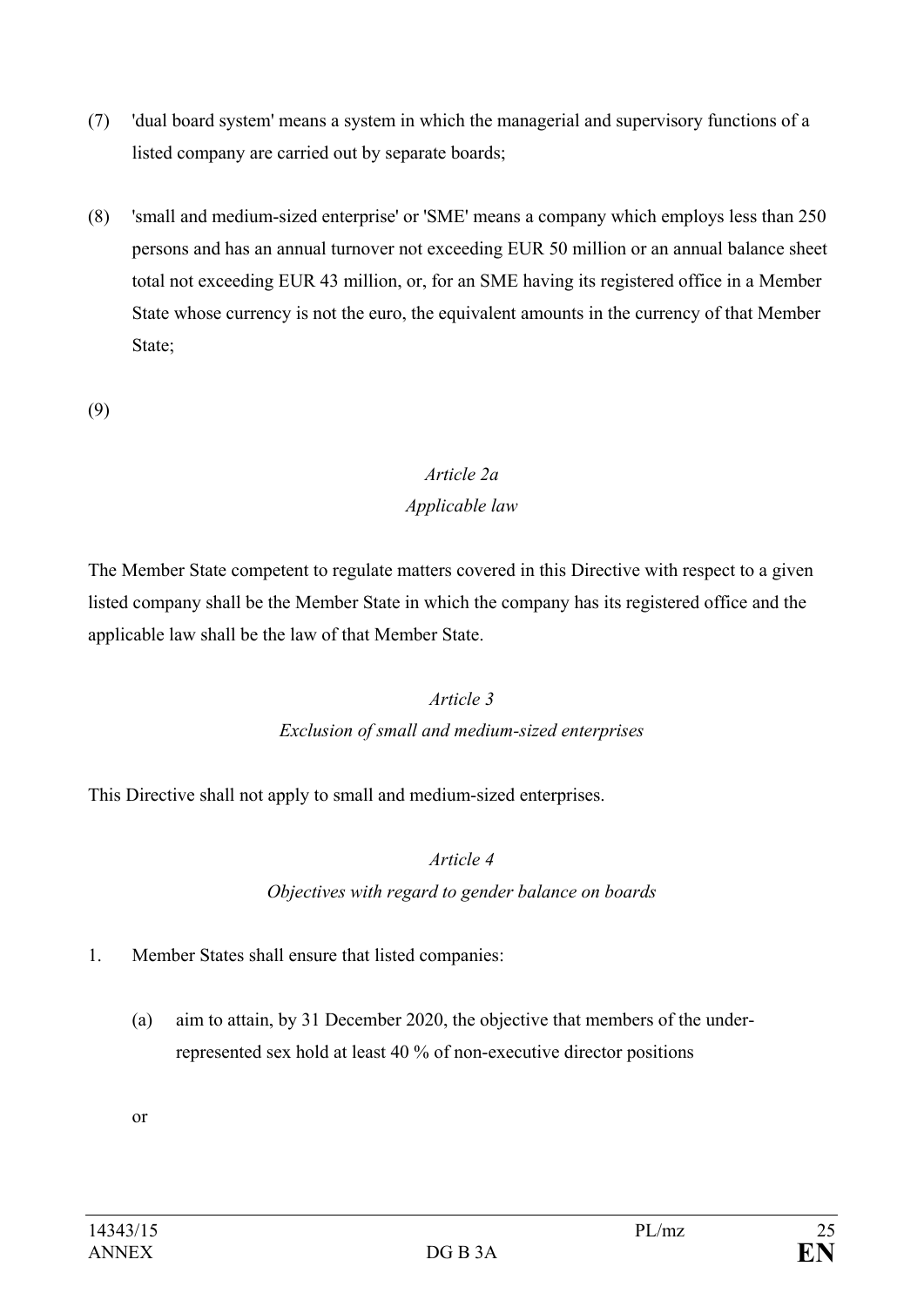(7) 'dual board system' means a system in which the managerial and supervisory functions of a listed company are carried out by separate boards;

(8) 'small and medium-sized enterprise' or 'SME' means a company which employs less than 250 persons and has an annual turnover not exceeding EUR 50 million or an annual balance sheet total not exceeding EUR 43 million, or, for an SME having its registered office in a Member State whose currency is not the euro, the equivalent amounts in the currency of that Member State;

(9)

*Article 2a*
*Applicable law*

The Member State competent to regulate matters covered in this Directive with respect to a given listed company shall be the Member State in which the company has its registered office and the applicable law shall be the law of that Member State.

*Article 3*
*Exclusion of small and medium-sized enterprises*

This Directive shall not apply to small and medium-sized enterprises.

*Article 4*
*Objectives with regard to gender balance on boards*

1. Member States shall ensure that listed companies:

   (a) aim to attain, by 31 December 2020, the objective that members of the under-represented sex hold at least 40 % of non-executive director positions

   or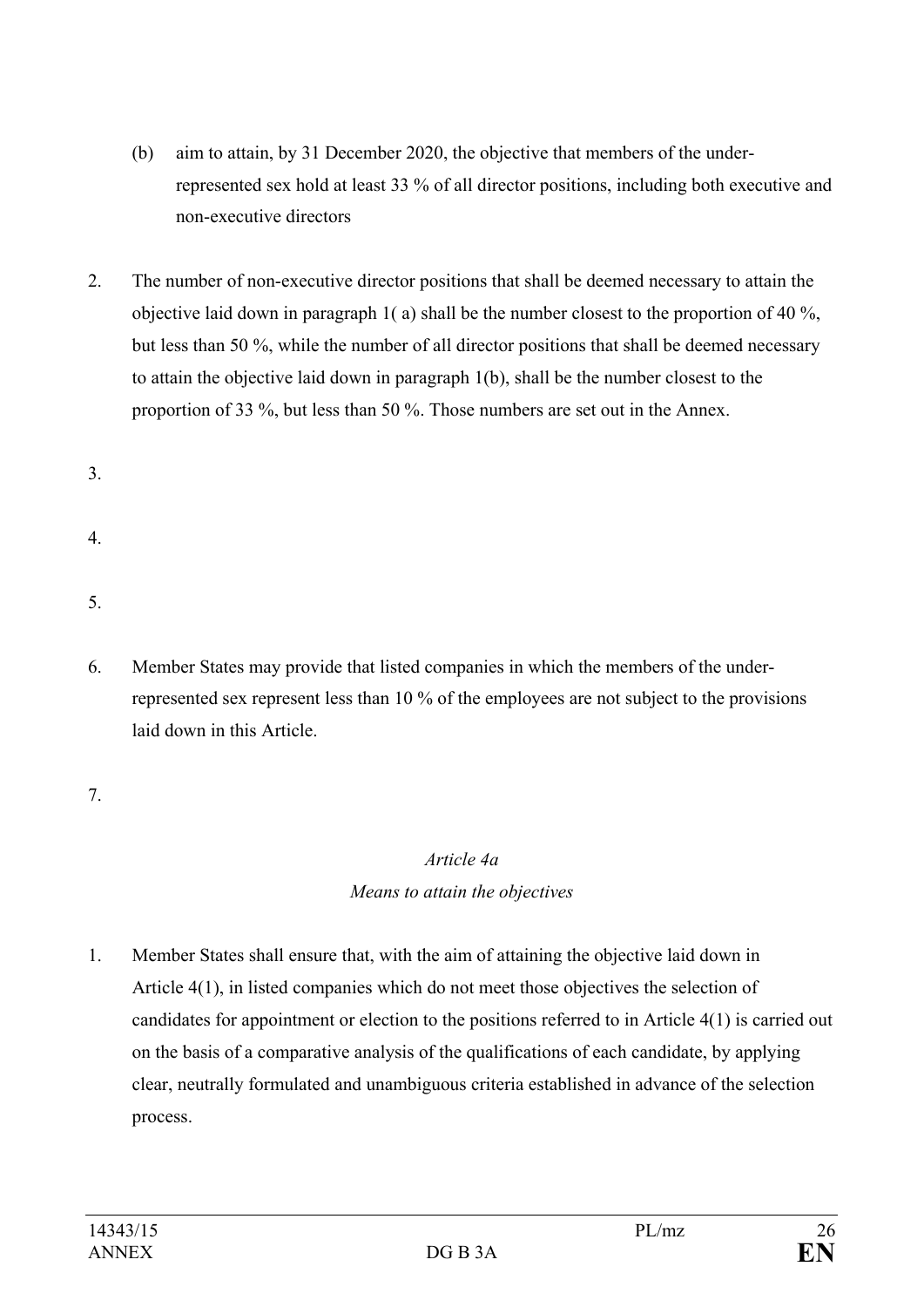(b) aim to attain, by 31 December 2020, the objective that members of the under-represented sex hold at least 33 % of all director positions, including both executive and non-executive directors

2. The number of non-executive director positions that shall be deemed necessary to attain the objective laid down in paragraph 1( a) shall be the number closest to the proportion of 40 %, but less than 50 %, while the number of all director positions that shall be deemed necessary to attain the objective laid down in paragraph 1(b), shall be the number closest to the proportion of 33 %, but less than 50 %. Those numbers are set out in the Annex.

3.

4.

5.

6. Member States may provide that listed companies in which the members of the under-represented sex represent less than 10 % of the employees are not subject to the provisions laid down in this Article.

7.

*Article 4a*

*Means to attain the objectives*

1. Member States shall ensure that, with the aim of attaining the objective laid down in Article 4(1), in listed companies which do not meet those objectives the selection of candidates for appointment or election to the positions referred to in Article 4(1) is carried out on the basis of a comparative analysis of the qualifications of each candidate, by applying clear, neutrally formulated and unambiguous criteria established in advance of the selection process.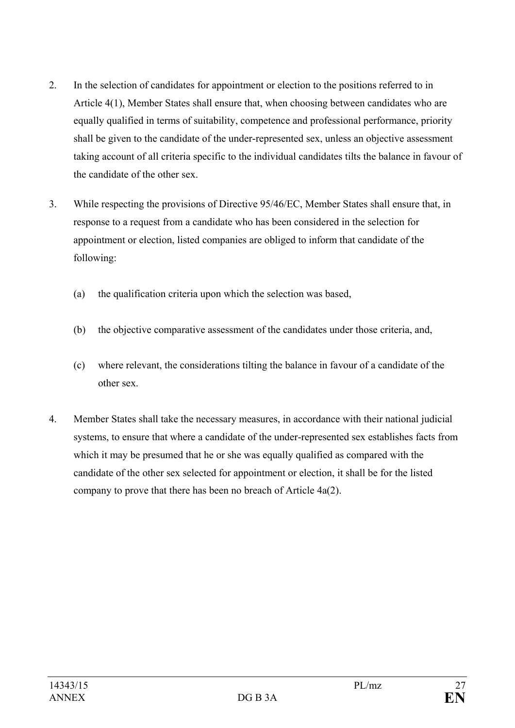2. In the selection of candidates for appointment or election to the positions referred to in Article 4(1), Member States shall ensure that, when choosing between candidates who are equally qualified in terms of suitability, competence and professional performance, priority shall be given to the candidate of the under-represented sex, unless an objective assessment taking account of all criteria specific to the individual candidates tilts the balance in favour of the candidate of the other sex.

3. While respecting the provisions of Directive 95/46/EC, Member States shall ensure that, in response to a request from a candidate who has been considered in the selection for appointment or election, listed companies are obliged to inform that candidate of the following:

   (a) the qualification criteria upon which the selection was based,

   (b) the objective comparative assessment of the candidates under those criteria, and,

   (c) where relevant, the considerations tilting the balance in favour of a candidate of the other sex.

4. Member States shall take the necessary measures, in accordance with their national judicial systems, to ensure that where a candidate of the under-represented sex establishes facts from which it may be presumed that he or she was equally qualified as compared with the candidate of the other sex selected for appointment or election, it shall be for the listed company to prove that there has been no breach of Article 4a(2).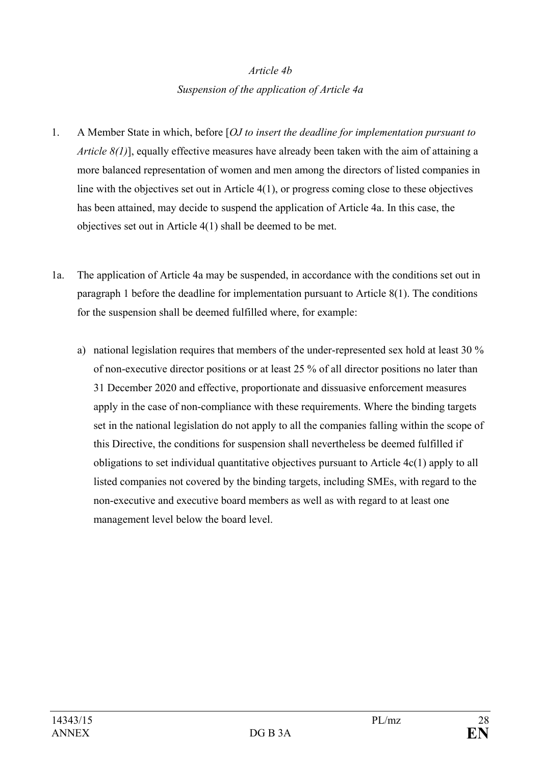*Article 4b*

*Suspension of the application of Article 4a*

1. A Member State in which, before [*OJ to insert the deadline for implementation pursuant to Article 8(1)*], equally effective measures have already been taken with the aim of attaining a more balanced representation of women and men among the directors of listed companies in line with the objectives set out in Article 4(1), or progress coming close to these objectives has been attained, may decide to suspend the application of Article 4a. In this case, the objectives set out in Article 4(1) shall be deemed to be met.

1a. The application of Article 4a may be suspended, in accordance with the conditions set out in paragraph 1 before the deadline for implementation pursuant to Article 8(1). The conditions for the suspension shall be deemed fulfilled where, for example:

   a) national legislation requires that members of the under-represented sex hold at least 30 % of non-executive director positions or at least 25 % of all director positions no later than 31 December 2020 and effective, proportionate and dissuasive enforcement measures apply in the case of non-compliance with these requirements. Where the binding targets set in the national legislation do not apply to all the companies falling within the scope of this Directive, the conditions for suspension shall nevertheless be deemed fulfilled if obligations to set individual quantitative objectives pursuant to Article 4c(1) apply to all listed companies not covered by the binding targets, including SMEs, with regard to the non-executive and executive board members as well as with regard to at least one management level below the board level.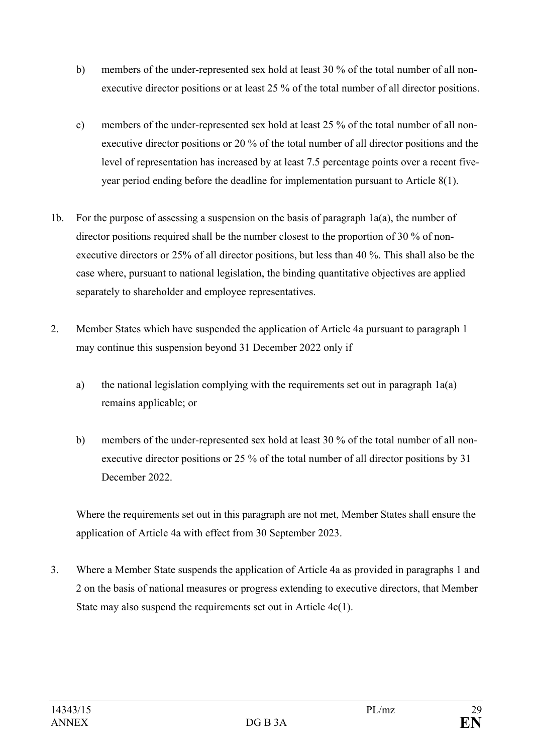b) members of the under-represented sex hold at least 30 % of the total number of all non-executive director positions or at least 25 % of the total number of all director positions.

c) members of the under-represented sex hold at least 25 % of the total number of all non-executive director positions or 20 % of the total number of all director positions and the level of representation has increased by at least 7.5 percentage points over a recent five-year period ending before the deadline for implementation pursuant to Article 8(1).

1b. For the purpose of assessing a suspension on the basis of paragraph 1a(a), the number of director positions required shall be the number closest to the proportion of 30 % of non-executive directors or 25% of all director positions, but less than 40 %. This shall also be the case where, pursuant to national legislation, the binding quantitative objectives are applied separately to shareholder and employee representatives.

2. Member States which have suspended the application of Article 4a pursuant to paragraph 1 may continue this suspension beyond 31 December 2022 only if

a) the national legislation complying with the requirements set out in paragraph 1a(a) remains applicable; or

b) members of the under-represented sex hold at least 30 % of the total number of all non-executive director positions or 25 % of the total number of all director positions by 31 December 2022.

Where the requirements set out in this paragraph are not met, Member States shall ensure the application of Article 4a with effect from 30 September 2023.

3. Where a Member State suspends the application of Article 4a as provided in paragraphs 1 and 2 on the basis of national measures or progress extending to executive directors, that Member State may also suspend the requirements set out in Article 4c(1).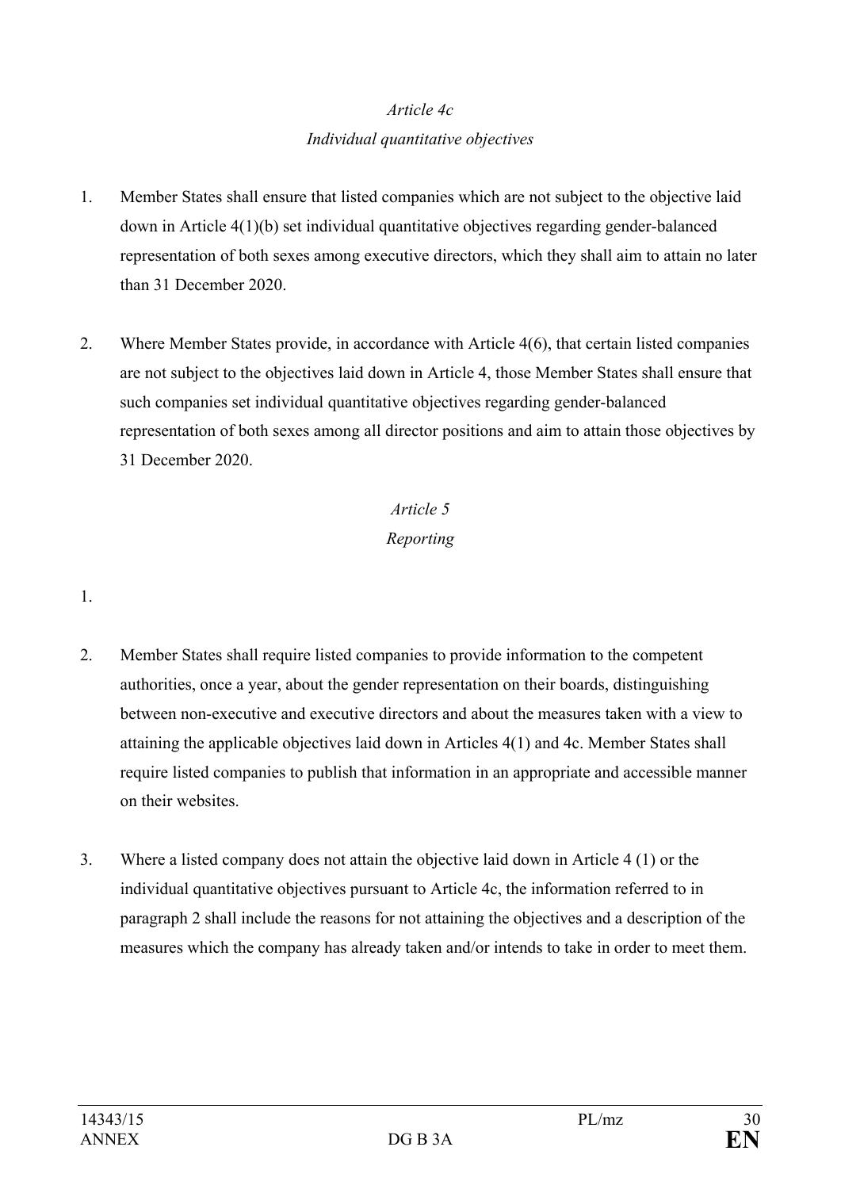*Article 4c*

*Individual quantitative objectives*

1. Member States shall ensure that listed companies which are not subject to the objective laid down in Article 4(1)(b) set individual quantitative objectives regarding gender-balanced representation of both sexes among executive directors, which they shall aim to attain no later than 31 December 2020.

2. Where Member States provide, in accordance with Article 4(6), that certain listed companies are not subject to the objectives laid down in Article 4, those Member States shall ensure that such companies set individual quantitative objectives regarding gender-balanced representation of both sexes among all director positions and aim to attain those objectives by 31 December 2020.

*Article 5*

*Reporting*

1.

2. Member States shall require listed companies to provide information to the competent authorities, once a year, about the gender representation on their boards, distinguishing between non-executive and executive directors and about the measures taken with a view to attaining the applicable objectives laid down in Articles 4(1) and 4c. Member States shall require listed companies to publish that information in an appropriate and accessible manner on their websites.

3. Where a listed company does not attain the objective laid down in Article 4 (1) or the individual quantitative objectives pursuant to Article 4c, the information referred to in paragraph 2 shall include the reasons for not attaining the objectives and a description of the measures which the company has already taken and/or intends to take in order to meet them.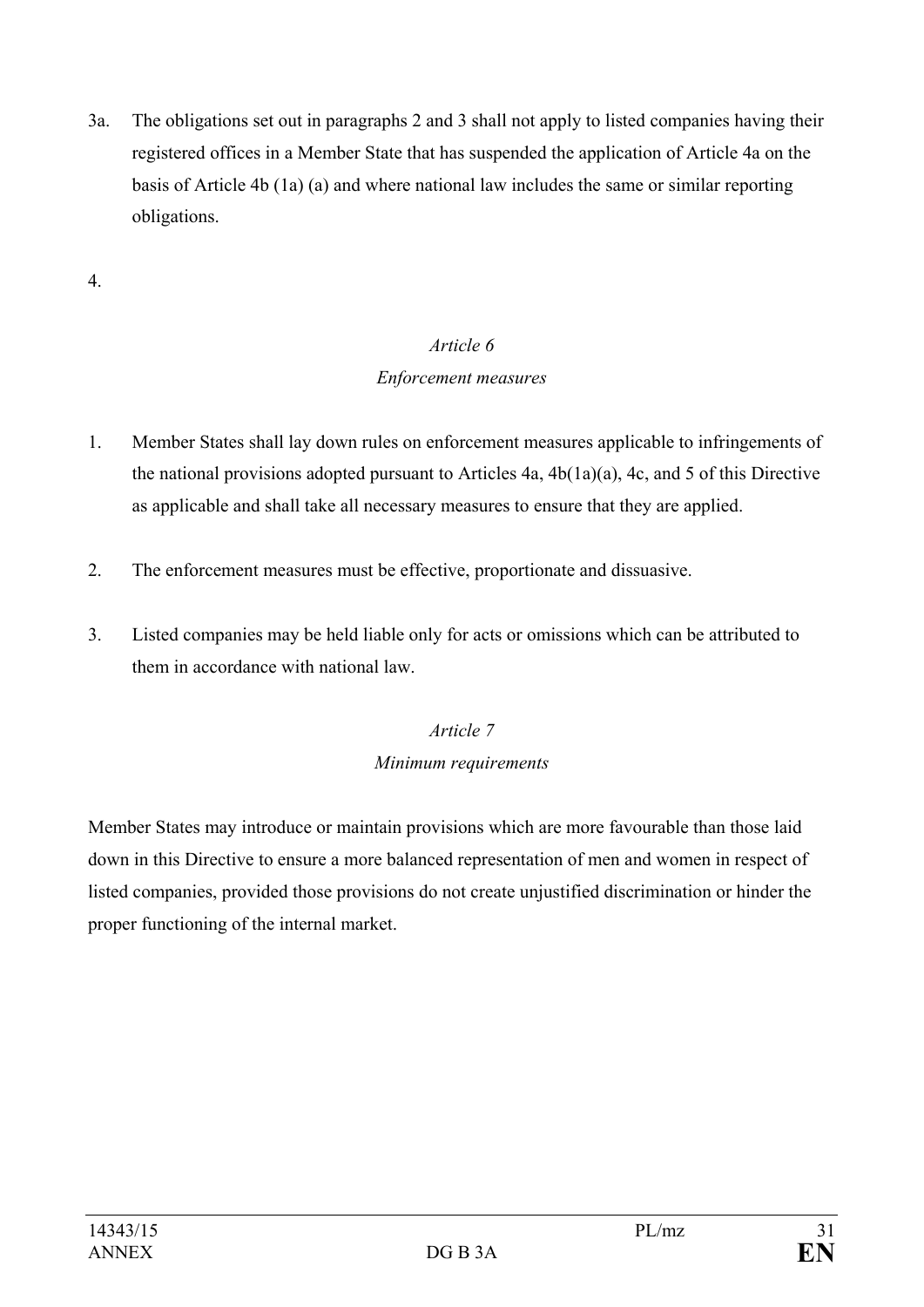3a. The obligations set out in paragraphs 2 and 3 shall not apply to listed companies having their registered offices in a Member State that has suspended the application of Article 4a on the basis of Article 4b (1a) (a) and where national law includes the same or similar reporting obligations.

4.

*Article 6*

*Enforcement measures*

1. Member States shall lay down rules on enforcement measures applicable to infringements of the national provisions adopted pursuant to Articles 4a, 4b(1a)(a), 4c, and 5 of this Directive as applicable and shall take all necessary measures to ensure that they are applied.

2. The enforcement measures must be effective, proportionate and dissuasive.

3. Listed companies may be held liable only for acts or omissions which can be attributed to them in accordance with national law.

*Article 7*

*Minimum requirements*

Member States may introduce or maintain provisions which are more favourable than those laid down in this Directive to ensure a more balanced representation of men and women in respect of listed companies, provided those provisions do not create unjustified discrimination or hinder the proper functioning of the internal market.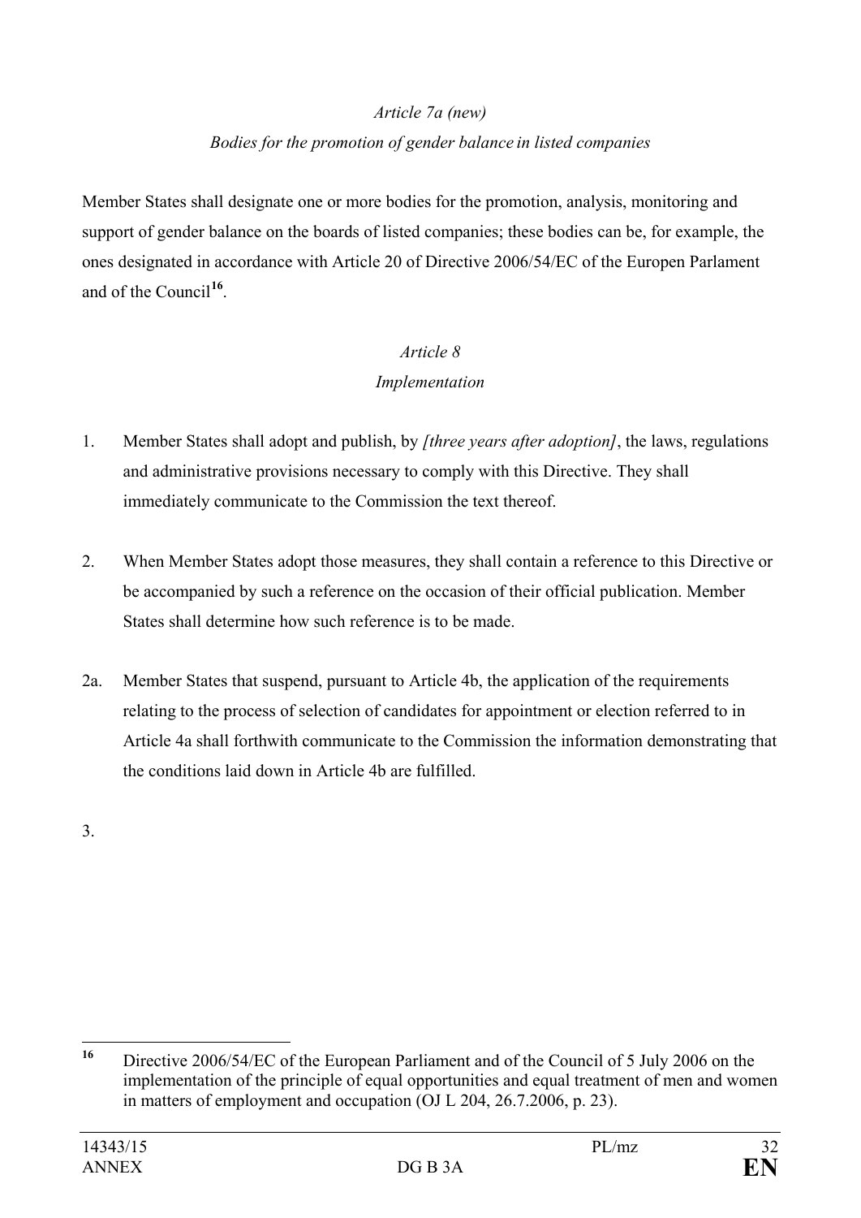*Article 7a (new)*

*Bodies for the promotion of gender balance in listed companies*

Member States shall designate one or more bodies for the promotion, analysis, monitoring and support of gender balance on the boards of listed companies; these bodies can be, for example, the ones designated in accordance with Article 20 of Directive 2006/54/EC of the Europen Parlament and of the Council[16].

*Article 8*

*Implementation*

1. Member States shall adopt and publish, by *[three years after adoption]*, the laws, regulations and administrative provisions necessary to comply with this Directive. They shall immediately communicate to the Commission the text thereof.

2. When Member States adopt those measures, they shall contain a reference to this Directive or be accompanied by such a reference on the occasion of their official publication. Member States shall determine how such reference is to be made.

2a. Member States that suspend, pursuant to Article 4b, the application of the requirements relating to the process of selection of candidates for appointment or election referred to in Article 4a shall forthwith communicate to the Commission the information demonstrating that the conditions laid down in Article 4b are fulfilled.

3.

---

[16] Directive 2006/54/EC of the European Parliament and of the Council of 5 July 2006 on the implementation of the principle of equal opportunities and equal treatment of men and women in matters of employment and occupation (OJ L 204, 26.7.2006, p. 23).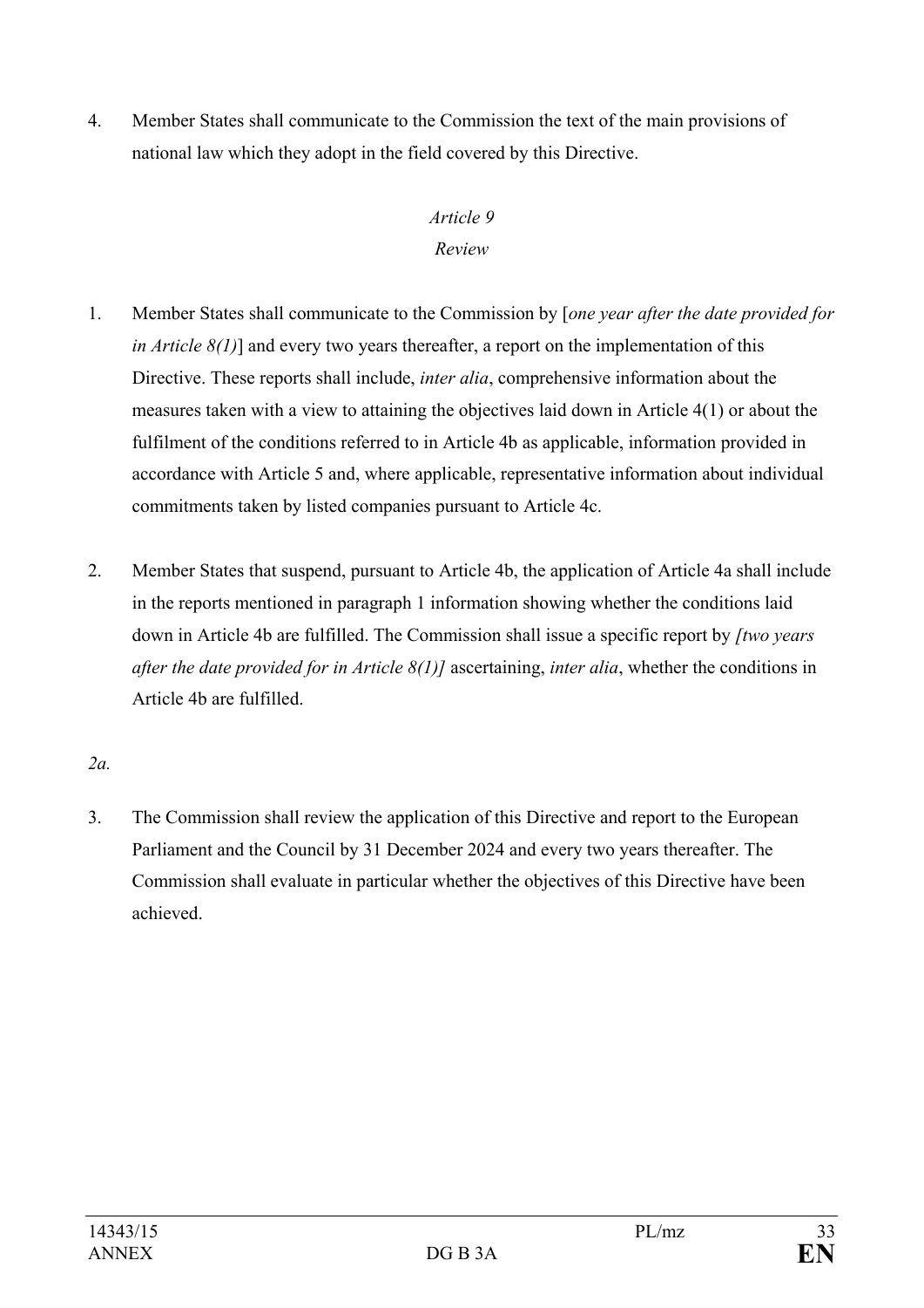4. Member States shall communicate to the Commission the text of the main provisions of national law which they adopt in the field covered by this Directive.

*Article 9*

*Review*

1. Member States shall communicate to the Commission by [*one year after the date provided for in Article 8(1)*] and every two years thereafter, a report on the implementation of this Directive. These reports shall include, *inter alia*, comprehensive information about the measures taken with a view to attaining the objectives laid down in Article 4(1) or about the fulfilment of the conditions referred to in Article 4b as applicable, information provided in accordance with Article 5 and, where applicable, representative information about individual commitments taken by listed companies pursuant to Article 4c.

2. Member States that suspend, pursuant to Article 4b, the application of Article 4a shall include in the reports mentioned in paragraph 1 information showing whether the conditions laid down in Article 4b are fulfilled. The Commission shall issue a specific report by *[two years after the date provided for in Article 8(1)]* ascertaining, *inter alia*, whether the conditions in Article 4b are fulfilled.

*2a.*

3. The Commission shall review the application of this Directive and report to the European Parliament and the Council by 31 December 2024 and every two years thereafter. The Commission shall evaluate in particular whether the objectives of this Directive have been achieved.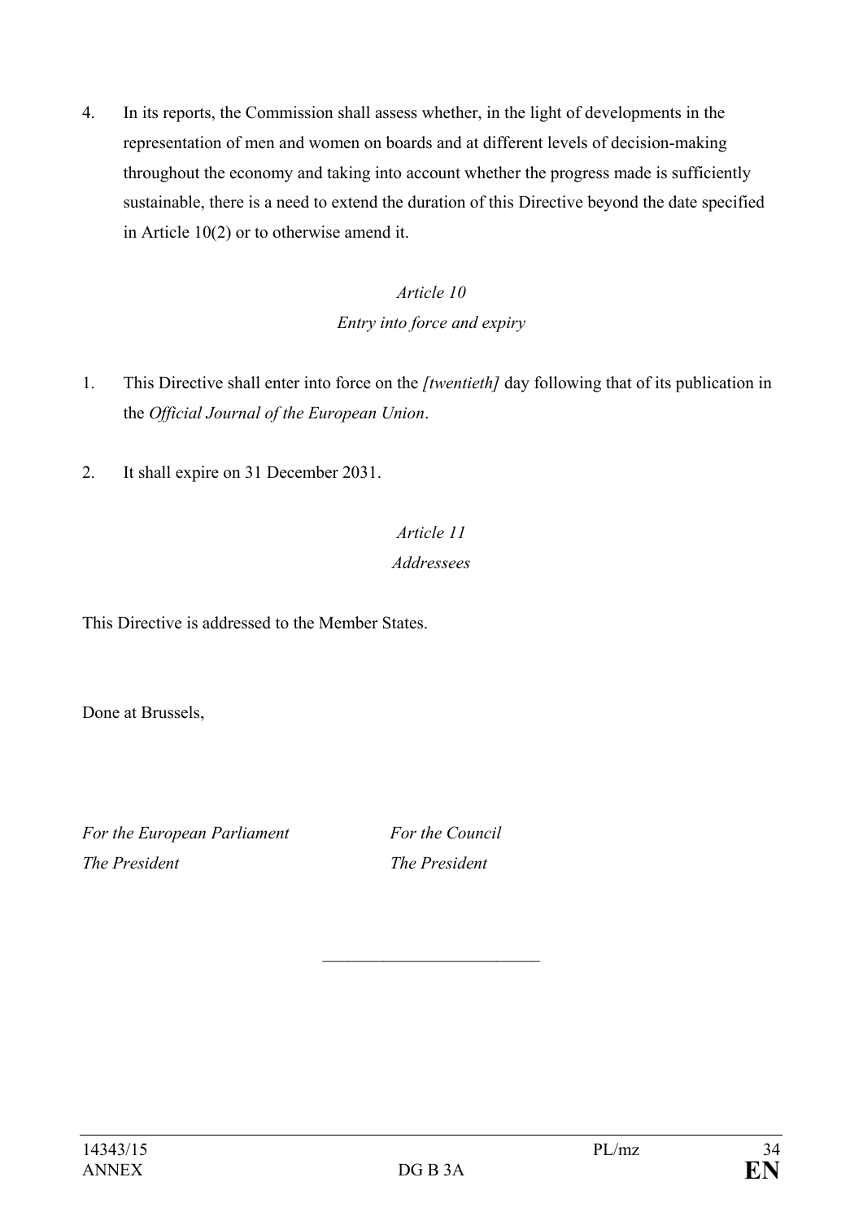4. In its reports, the Commission shall assess whether, in the light of developments in the representation of men and women on boards and at different levels of decision-making throughout the economy and taking into account whether the progress made is sufficiently sustainable, there is a need to extend the duration of this Directive beyond the date specified in Article 10(2) or to otherwise amend it.

*Article 10*

*Entry into force and expiry*

1. This Directive shall enter into force on the *[twentieth]* day following that of its publication in the *Official Journal of the European Union*.

2. It shall expire on 31 December 2031.

*Article 11*

*Addressees*

This Directive is addressed to the Member States.

Done at Brussels,

| | |
|---|---|
| *For the European Parliament* | *For the Council* |
| *The President* | *The President* |

\_\_\_\_\_\_\_\_\_\_\_\_\_\_\_\_\_\_\_\_\_\_\_\_